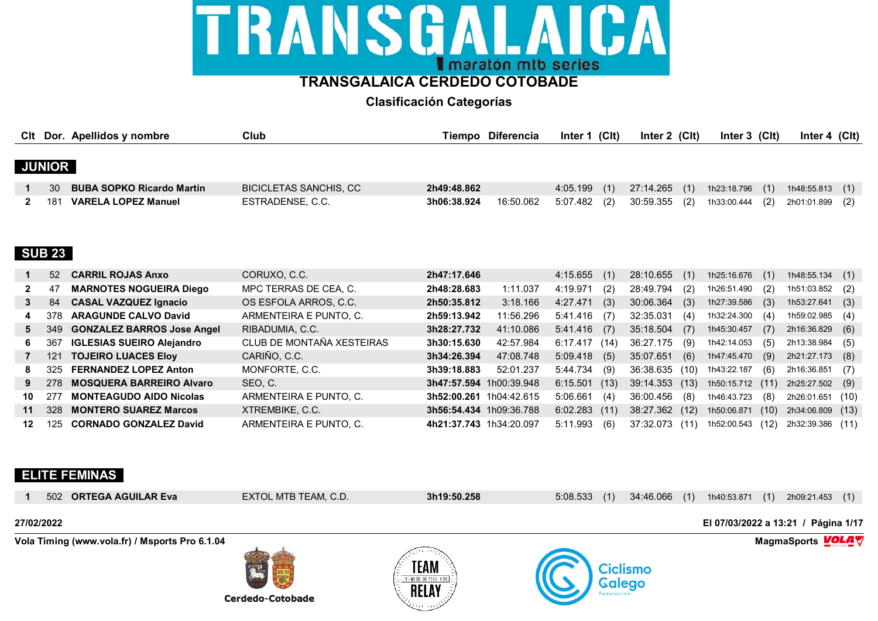# TRANSGALAICA CERDEDO COTOBADE

## Clasificación Categorías

### JUNIOR

| Clt | Dor. | Apellidos y nombre | Club | Tiempo | Diferencia | Inter 1 | (Clt) | Inter 2 | (Clt) | Inter 3 | (Clt) | Inter 4 | (Clt) |
|---|---|---|---|---|---|---|---|---|---|---|---|---|---|
| 1 | 30 | **BUBA SOPKO Ricardo Martin** | BICICLETAS SANCHIS, CC | **2h49:48.862** | | 4:05.199 | (1) | 27:14.265 | (1) | 1h23:18.796 | (1) | 1h48:55.813 | (1) |
| 2 | 181 | **VARELA LOPEZ Manuel** | ESTRADENSE, C.C. | **3h06:38.924** | 16:50.062 | 5:07.482 | (2) | 30:59.355 | (2) | 1h33:00.444 | (2) | 2h01:01.899 | (2) |

### SUB 23

| Clt | Dor. | Apellidos y nombre | Club | Tiempo | Diferencia | Inter 1 | (Clt) | Inter 2 | (Clt) | Inter 3 | (Clt) | Inter 4 | (Clt) |
|---|---|---|---|---|---|---|---|---|---|---|---|---|---|
| 1 | 52 | **CARRIL ROJAS Anxo** | CORUXO, C.C. | **2h47:17.646** | | 4:15.655 | (1) | 28:10.655 | (1) | 1h25:16.676 | (1) | 1h48:55.134 | (1) |
| 2 | 47 | **MARNOTES NOGUEIRA Diego** | MPC TERRAS DE CEA, C. | **2h48:28.683** | 1:11.037 | 4:19.971 | (2) | 28:49.794 | (2) | 1h26:51.490 | (2) | 1h51:03.852 | (2) |
| 3 | 84 | **CASAL VAZQUEZ Ignacio** | OS ESFOLA ARROS, C.C. | **2h50:35.812** | 3:18.166 | 4:27.471 | (3) | 30:06.364 | (3) | 1h27:39.586 | (3) | 1h53:27.641 | (3) |
| 4 | 378 | **ARAGUNDE CALVO David** | ARMENTEIRA E PUNTO, C. | **2h59:13.942** | 11:56.296 | 5:41.416 | (7) | 32:35.031 | (4) | 1h32:24.300 | (4) | 1h59:02.985 | (4) |
| 5 | 349 | **GONZALEZ BARROS Jose Angel** | RIBADUMIA, C.C. | **3h28:27.732** | 41:10.086 | 5:41.416 | (7) | 35:18.504 | (7) | 1h45:30.457 | (7) | 2h16:36.829 | (6) |
| 6 | 367 | **IGLESIAS SUEIRO Alejandro** | CLUB DE MONTAÑA XESTEIRAS | **3h30:15.630** | 42:57.984 | 6:17.417 | (14) | 36:27.175 | (9) | 1h42:14.053 | (5) | 2h13:38.984 | (5) |
| 7 | 121 | **TOJEIRO LUACES Eloy** | CARIÑO, C.C. | **3h34:26.394** | 47:08.748 | 5:09.418 | (5) | 35:07.651 | (6) | 1h47:45.470 | (9) | 2h21:27.173 | (8) |
| 8 | 325 | **FERNANDEZ LOPEZ Anton** | MONFORTE, C.C. | **3h39:18.883** | 52:01.237 | 5:44.734 | (9) | 36:38.635 | (10) | 1h43:22.187 | (6) | 2h16:36.851 | (7) |
| 9 | 278 | **MOSQUERA BARREIRO Alvaro** | SEO, C. | **3h47:57.594** | 1h00:39.948 | 6:15.501 | (13) | 39:14.353 | (13) | 1h50:15.712 | (11) | 2h25:27.502 | (9) |
| 10 | 277 | **MONTEAGUDO AIDO Nicolas** | ARMENTEIRA E PUNTO, C. | **3h52:00.261** | 1h04:42.615 | 5:06.661 | (4) | 36:00.456 | (8) | 1h46:43.723 | (8) | 2h26:01.651 | (10) |
| 11 | 328 | **MONTERO SUAREZ Marcos** | XTREMBIKE, C.C. | **3h56:54.434** | 1h09:36.788 | 6:02.283 | (11) | 38:27.362 | (12) | 1h50:06.871 | (10) | 2h34:06.809 | (13) |
| 12 | 125 | **CORNADO GONZALEZ David** | ARMENTEIRA E PUNTO, C. | **4h21:37.743** | 1h34:20.097 | 5:11.993 | (6) | 37:32.073 | (11) | 1h52:00.543 | (12) | 2h32:39.386 | (11) |

### ELITE FEMINAS

| Clt | Dor. | Apellidos y nombre | Club | Tiempo | Diferencia | Inter 1 | (Clt) | Inter 2 | (Clt) | Inter 3 | (Clt) | Inter 4 | (Clt) |
|---|---|---|---|---|---|---|---|---|---|---|---|---|---|
| 1 | 502 | **ORTEGA AGUILAR Eva** | EXTOL MTB TEAM, C.D. | **3h19:50.258** | | 5:08.533 | (1) | 34:46.066 | (1) | 1h40:53.871 | (1) | 2h09:21.453 | (1) |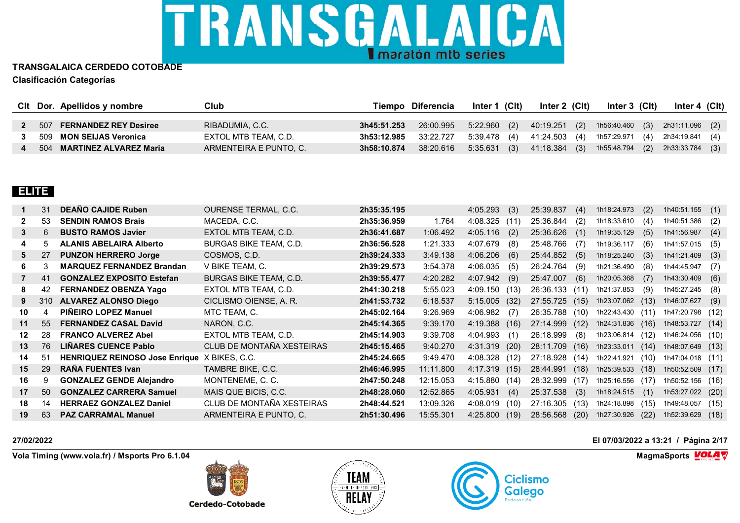# TRANSGALAICA

**TRANSGALAICA CERDEDO COTOBADE**

**Clasificación Categorías**

| Clt | Dor. | Apellidos y nombre | Club | Tiempo | Diferencia | Inter 1 | (Clt) | Inter 2 | (Clt) | Inter 3 | (Clt) | Inter 4 | (Clt) |
|---|---|---|---|---|---|---|---|---|---|---|---|---|---|
| 2 | 507 | **FERNANDEZ REY Desiree** | RIBADUMIA, C.C. | **3h45:51.253** | 26:00.995 | 5:22.960 | (2) | 40:19.251 | (2) | 1h56:40.460 | (3) | 2h31:11.096 | (2) |
| 3 | 509 | **MON SEIJAS Veronica** | EXTOL MTB TEAM, C.D. | **3h53:12.985** | 33:22.727 | 5:39.478 | (4) | 41:24.503 | (4) | 1h57:29.971 | (4) | 2h34:19.841 | (4) |
| 4 | 504 | **MARTINEZ ALVAREZ Maria** | ARMENTEIRA E PUNTO, C. | **3h58:10.874** | 38:20.616 | 5:35.631 | (3) | 41:18.384 | (3) | 1h55:48.794 | (2) | 2h33:33.784 | (3) |

## ELITE

| Clt | Dor. | Apellidos y nombre | Club | Tiempo | Diferencia | Inter 1 | (Clt) | Inter 2 | (Clt) | Inter 3 | (Clt) | Inter 4 | (Clt) |
|---|---|---|---|---|---|---|---|---|---|---|---|---|---|
| 1 | 31 | **DEAÑO CAJIDE Ruben** | OURENSE TERMAL, C.C. | **2h35:35.195** | | 4:05.293 | (3) | 25:39.837 | (4) | 1h18:24.973 | (2) | 1h40:51.155 | (1) |
| 2 | 53 | **SENDIN RAMOS Brais** | MACEDA, C.C. | **2h35:36.959** | 1.764 | 4:08.325 | (11) | 25:36.844 | (2) | 1h18:33.610 | (4) | 1h40:51.386 | (2) |
| 3 | 6 | **BUSTO RAMOS Javier** | EXTOL MTB TEAM, C.D. | **2h36:41.687** | 1:06.492 | 4:05.116 | (2) | 25:36.626 | (1) | 1h19:35.129 | (5) | 1h41:56.987 | (4) |
| 4 | 5 | **ALANIS ABELAIRA Alberto** | BURGAS BIKE TEAM, C.D. | **2h36:56.528** | 1:21.333 | 4:07.679 | (8) | 25:48.766 | (7) | 1h19:36.117 | (6) | 1h41:57.015 | (5) |
| 5 | 27 | **PUNZON HERRERO Jorge** | COSMOS, C.D. | **2h39:24.333** | 3:49.138 | 4:06.206 | (6) | 25:44.852 | (5) | 1h18:25.240 | (3) | 1h41:21.409 | (3) |
| 6 | 3 | **MARQUEZ FERNANDEZ Brandan** | V BIKE TEAM, C. | **2h39:29.573** | 3:54.378 | 4:06.035 | (5) | 26:24.764 | (9) | 1h21:36.490 | (8) | 1h44:45.947 | (7) |
| 7 | 41 | **GONZALEZ EXPOSITO Estefan** | BURGAS BIKE TEAM, C.D. | **2h39:55.477** | 4:20.282 | 4:07.942 | (9) | 25:47.007 | (6) | 1h20:05.368 | (7) | 1h43:30.409 | (6) |
| 8 | 42 | **FERNANDEZ OBENZA Yago** | EXTOL MTB TEAM, C.D. | **2h41:30.218** | 5:55.023 | 4:09.150 | (13) | 26:36.133 | (11) | 1h21:37.853 | (9) | 1h45:27.245 | (8) |
| 9 | 310 | **ALVAREZ ALONSO Diego** | CICLISMO OIENSE, A. R. | **2h41:53.732** | 6:18.537 | 5:15.005 | (32) | 27:55.725 | (15) | 1h23:07.062 | (13) | 1h46:07.627 | (9) |
| 10 | 4 | **PIÑEIRO LOPEZ Manuel** | MTC TEAM, C. | **2h45:02.164** | 9:26.969 | 4:06.982 | (7) | 26:35.788 | (10) | 1h22:43.430 | (11) | 1h47:20.798 | (12) |
| 11 | 55 | **FERNANDEZ CASAL David** | NARON, C.C. | **2h45:14.365** | 9:39.170 | 4:19.388 | (16) | 27:14.999 | (12) | 1h24:31.836 | (16) | 1h48:53.727 | (14) |
| 12 | 28 | **FRANCO ALVEREZ Abel** | EXTOL MTB TEAM, C.D. | **2h45:14.903** | 9:39.708 | 4:04.993 | (1) | 26:18.999 | (8) | 1h23:06.814 | (12) | 1h46:24.056 | (10) |
| 13 | 76 | **LIÑARES CUENCE Pablo** | CLUB DE MONTAÑA XESTEIRAS | **2h45:15.465** | 9:40.270 | 4:31.319 | (20) | 28:11.709 | (16) | 1h23:33.011 | (14) | 1h48:07.649 | (13) |
| 14 | 51 | **HENRIQUEZ REINOSO Jose Enrique** | X BIKES, C.C. | **2h45:24.665** | 9:49.470 | 4:08.328 | (12) | 27:18.928 | (14) | 1h22:41.921 | (10) | 1h47:04.018 | (11) |
| 15 | 29 | **RAÑA FUENTES Ivan** | TAMBRE BIKE, C.C. | **2h46:46.995** | 11:11.800 | 4:17.319 | (15) | 28:44.991 | (18) | 1h25:39.533 | (18) | 1h50:52.509 | (17) |
| 16 | 9 | **GONZALEZ GENDE Alejandro** | MONTENEME, C. C. | **2h47:50.248** | 12:15.053 | 4:15.880 | (14) | 28:32.999 | (17) | 1h25:16.556 | (17) | 1h50:52.156 | (16) |
| 17 | 50 | **GONZALEZ CARRERA Samuel** | MAIS QUE BICIS, C.C. | **2h48:28.060** | 12:52.865 | 4:05.931 | (4) | 25:37.538 | (3) | 1h18:24.515 | (1) | 1h53:27.022 | (20) |
| 18 | 14 | **HERRAEZ GONZALEZ Daniel** | CLUB DE MONTAÑA XESTEIRAS | **2h48:44.521** | 13:09.326 | 4:08.019 | (10) | 27:16.305 | (13) | 1h24:18.898 | (15) | 1h49:48.057 | (15) |
| 19 | 63 | **PAZ CARRAMAL Manuel** | ARMENTEIRA E PUNTO, C. | **2h51:30.496** | 15:55.301 | 4:25.800 | (19) | 28:56.568 | (20) | 1h27:30.926 | (22) | 1h52:39.629 | (18) |

**27/02/2022** **El 07/03/2022 a 13:21**

**Vola Timing (www.vola.fr) / Msports Pro 6.1.04** **MagmaSports**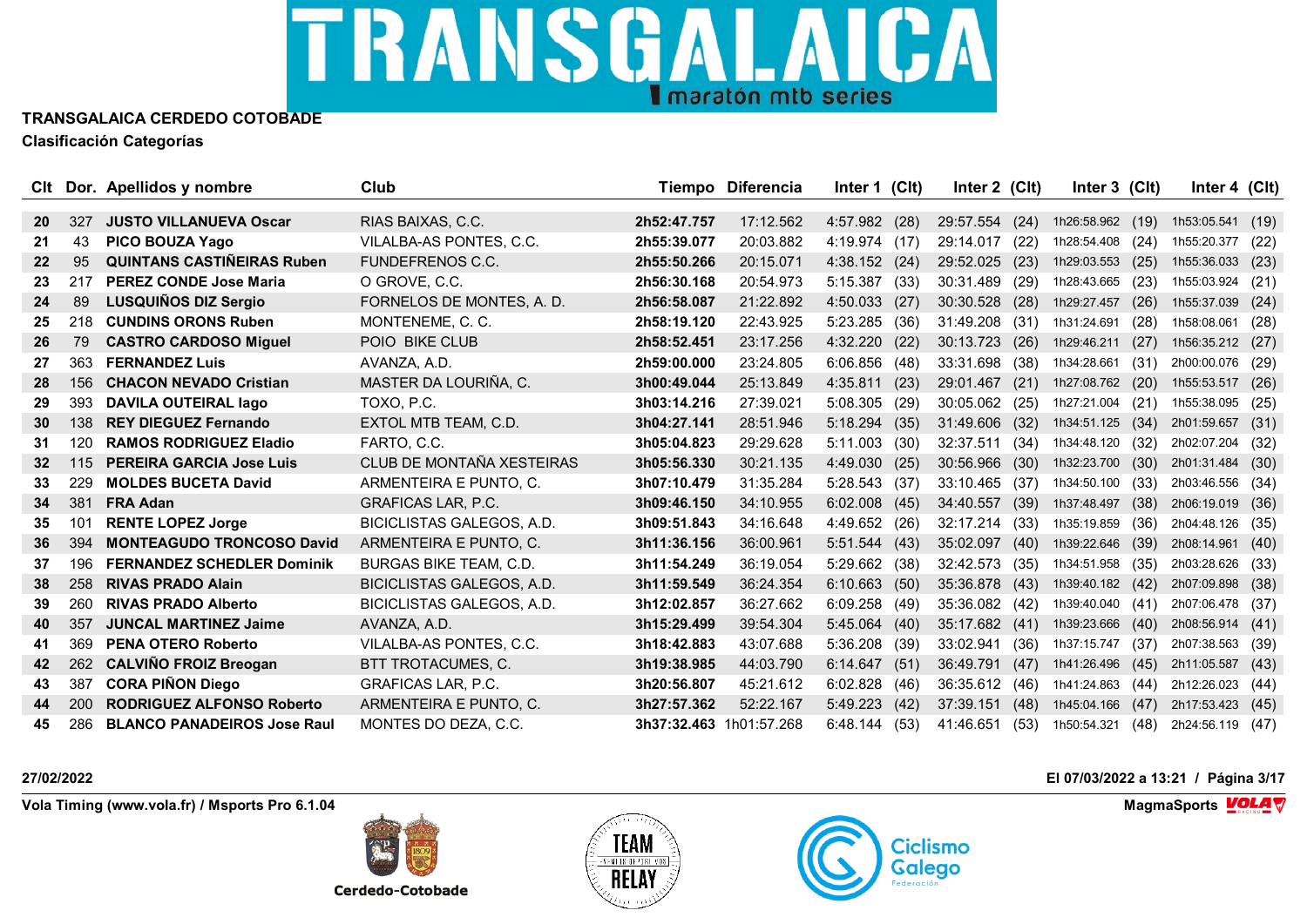# TRANSGALAICA CERDEDO COTOBADE

**Clasificación Categorías**

| Clt | Dor. | Apellidos y nombre | Club | Tiempo | Diferencia | Inter 1 | (Clt) | Inter 2 | (Clt) | Inter 3 | (Clt) | Inter 4 | (Clt) |
|---|---|---|---|---|---|---|---|---|---|---|---|---|---|
| 20 | 327 | **JUSTO VILLANUEVA Oscar** | RIAS BAIXAS, C.C. | **2h52:47.757** | 17:12.562 | 4:57.982 | (28) | 29:57.554 | (24) | 1h26:58.962 | (19) | 1h53:05.541 | (19) |
| 21 | 43 | **PICO BOUZA Yago** | VILALBA-AS PONTES, C.C. | **2h55:39.077** | 20:03.882 | 4:19.974 | (17) | 29:14.017 | (22) | 1h28:54.408 | (24) | 1h55:20.377 | (22) |
| 22 | 95 | **QUINTANS CASTIÑEIRAS Ruben** | FUNDEFRENOS C.C. | **2h55:50.266** | 20:15.071 | 4:38.152 | (24) | 29:52.025 | (23) | 1h29:03.553 | (25) | 1h55:36.033 | (23) |
| 23 | 217 | **PEREZ CONDE Jose Maria** | O GROVE, C.C. | **2h56:30.168** | 20:54.973 | 5:15.387 | (33) | 30:31.489 | (29) | 1h28:43.665 | (23) | 1h55:03.924 | (21) |
| 24 | 89 | **LUSQUIÑOS DIZ Sergio** | FORNELOS DE MONTES, A. D. | **2h56:58.087** | 21:22.892 | 4:50.033 | (27) | 30:30.528 | (28) | 1h29:27.457 | (26) | 1h55:37.039 | (24) |
| 25 | 218 | **CUNDINS ORONS Ruben** | MONTENEME, C. C. | **2h58:19.120** | 22:43.925 | 5:23.285 | (36) | 31:49.208 | (31) | 1h31:24.691 | (28) | 1h58:08.061 | (28) |
| 26 | 79 | **CASTRO CARDOSO Miguel** | POIO BIKE CLUB | **2h58:52.451** | 23:17.256 | 4:32.220 | (22) | 30:13.723 | (26) | 1h29:46.211 | (27) | 1h56:35.212 | (27) |
| 27 | 363 | **FERNANDEZ Luis** | AVANZA, A.D. | **2h59:00.000** | 23:24.805 | 6:06.856 | (48) | 33:31.698 | (38) | 1h34:28.661 | (31) | 2h00:00.076 | (29) |
| 28 | 156 | **CHACON NEVADO Cristian** | MASTER DA LOURIÑA, C. | **3h00:49.044** | 25:13.849 | 4:35.811 | (23) | 29:01.467 | (21) | 1h27:08.762 | (20) | 1h55:53.517 | (26) |
| 29 | 393 | **DAVILA OUTEIRAL Iago** | TOXO, P.C. | **3h03:14.216** | 27:39.021 | 5:08.305 | (29) | 30:05.062 | (25) | 1h27:21.004 | (21) | 1h55:38.095 | (25) |
| 30 | 138 | **REY DIEGUEZ Fernando** | EXTOL MTB TEAM, C.D. | **3h04:27.141** | 28:51.946 | 5:18.294 | (35) | 31:49.606 | (32) | 1h34:51.125 | (34) | 2h01:59.657 | (31) |
| 31 | 120 | **RAMOS RODRIGUEZ Eladio** | FARTO, C.C. | **3h05:04.823** | 29:29.628 | 5:11.003 | (30) | 32:37.511 | (34) | 1h34:48.120 | (32) | 2h02:07.204 | (32) |
| 32 | 115 | **PEREIRA GARCIA Jose Luis** | CLUB DE MONTAÑA XESTEIRAS | **3h05:56.330** | 30:21.135 | 4:49.030 | (25) | 30:56.966 | (30) | 1h32:23.700 | (30) | 2h01:31.484 | (30) |
| 33 | 229 | **MOLDES BUCETA David** | ARMENTEIRA E PUNTO, C. | **3h07:10.479** | 31:35.284 | 5:28.543 | (37) | 33:10.465 | (37) | 1h34:50.100 | (33) | 2h03:46.556 | (34) |
| 34 | 381 | **FRA Adan** | GRAFICAS LAR, P.C. | **3h09:46.150** | 34:10.955 | 6:02.008 | (45) | 34:40.557 | (39) | 1h37:48.497 | (38) | 2h06:19.019 | (36) |
| 35 | 101 | **RENTE LOPEZ Jorge** | BICICLISTAS GALEGOS, A.D. | **3h09:51.843** | 34:16.648 | 4:49.652 | (26) | 32:17.214 | (33) | 1h35:19.859 | (36) | 2h04:48.126 | (35) |
| 36 | 394 | **MONTEAGUDO TRONCOSO David** | ARMENTEIRA E PUNTO, C. | **3h11:36.156** | 36:00.961 | 5:51.544 | (43) | 35:02.097 | (40) | 1h39:22.646 | (39) | 2h08:14.961 | (40) |
| 37 | 196 | **FERNANDEZ SCHEDLER Dominik** | BURGAS BIKE TEAM, C.D. | **3h11:54.249** | 36:19.054 | 5:29.662 | (38) | 32:42.573 | (35) | 1h34:51.958 | (35) | 2h03:28.626 | (33) |
| 38 | 258 | **RIVAS PRADO Alain** | BICICLISTAS GALEGOS, A.D. | **3h11:59.549** | 36:24.354 | 6:10.663 | (50) | 35:36.878 | (43) | 1h39:40.182 | (42) | 2h07:09.898 | (38) |
| 39 | 260 | **RIVAS PRADO Alberto** | BICICLISTAS GALEGOS, A.D. | **3h12:02.857** | 36:27.662 | 6:09.258 | (49) | 35:36.082 | (42) | 1h39:40.040 | (41) | 2h07:06.478 | (37) |
| 40 | 357 | **JUNCAL MARTINEZ Jaime** | AVANZA, A.D. | **3h15:29.499** | 39:54.304 | 5:45.064 | (40) | 35:17.682 | (41) | 1h39:23.666 | (40) | 2h08:56.914 | (41) |
| 41 | 369 | **PENA OTERO Roberto** | VILALBA-AS PONTES, C.C. | **3h18:42.883** | 43:07.688 | 5:36.208 | (39) | 33:02.941 | (36) | 1h37:15.747 | (37) | 2h07:38.563 | (39) |
| 42 | 262 | **CALVIÑO FROIZ Breogan** | BTT TROTACUMES, C. | **3h19:38.985** | 44:03.790 | 6:14.647 | (51) | 36:49.791 | (47) | 1h41:26.496 | (45) | 2h11:05.587 | (43) |
| 43 | 387 | **CORA PIÑON Diego** | GRAFICAS LAR, P.C. | **3h20:56.807** | 45:21.612 | 6:02.828 | (46) | 36:35.612 | (46) | 1h41:24.863 | (44) | 2h12:26.023 | (44) |
| 44 | 200 | **RODRIGUEZ ALFONSO Roberto** | ARMENTEIRA E PUNTO, C. | **3h27:57.362** | 52:22.167 | 5:49.223 | (42) | 37:39.151 | (48) | 1h45:04.166 | (47) | 2h17:53.423 | (45) |
| 45 | 286 | **BLANCO PANADEIROS Jose Raul** | MONTES DO DEZA, C.C. | **3h37:32.463** | 1h01:57.268 | 6:48.144 | (53) | 41:46.651 | (53) | 1h50:54.321 | (48) | 2h24:56.119 | (47) |

27/02/2022

El 07/03/2022 a 13:21

Vola Timing (www.vola.fr) / Msports Pro 6.1.04

MagmaSports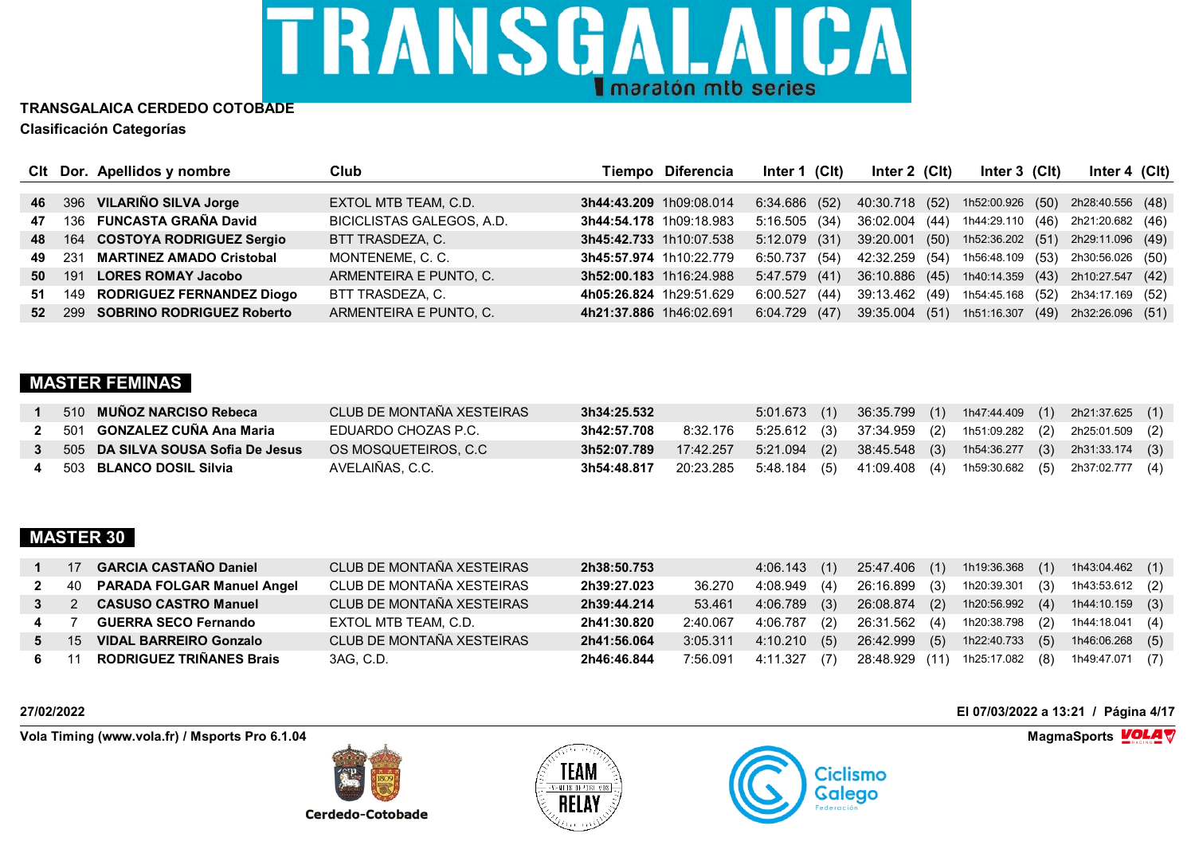# TRANSGALAICA CERDEDO COTOBADE

**Clasificación Categorías**

| Clt | Dor. | Apellidos y nombre | Club | Tiempo | Diferencia | Inter 1 | (Clt) | Inter 2 | (Clt) | Inter 3 | (Clt) | Inter 4 | (Clt) |
|---|---|---|---|---|---|---|---|---|---|---|---|---|---|
| 46 | 396 | **VILARIÑO SILVA Jorge** | EXTOL MTB TEAM, C.D. | **3h44:43.209** | 1h09:08.014 | 6:34.686 | (52) | 40:30.718 | (52) | 1h52:00.926 | (50) | 2h28:40.556 | (48) |
| 47 | 136 | **FUNCASTA GRAÑA David** | BICICLISTAS GALEGOS, A.D. | **3h44:54.178** | 1h09:18.983 | 5:16.505 | (34) | 36:02.004 | (44) | 1h44:29.110 | (46) | 2h21:20.682 | (46) |
| 48 | 164 | **COSTOYA RODRIGUEZ Sergio** | BTT TRASDEZA, C. | **3h45:42.733** | 1h10:07.538 | 5:12.079 | (31) | 39:20.001 | (50) | 1h52:36.202 | (51) | 2h29:11.096 | (49) |
| 49 | 231 | **MARTINEZ AMADO Cristobal** | MONTENEME, C. C. | **3h45:57.974** | 1h10:22.779 | 6:50.737 | (54) | 42:32.259 | (54) | 1h56:48.109 | (53) | 2h30:56.026 | (50) |
| 50 | 191 | **LORES ROMAY Jacobo** | ARMENTEIRA E PUNTO, C. | **3h52:00.183** | 1h16:24.988 | 5:47.579 | (41) | 36:10.886 | (45) | 1h40:14.359 | (43) | 2h10:27.547 | (42) |
| 51 | 149 | **RODRIGUEZ FERNANDEZ Diogo** | BTT TRASDEZA, C. | **4h05:26.824** | 1h29:51.629 | 6:00.527 | (44) | 39:13.462 | (49) | 1h54:45.168 | (52) | 2h34:17.169 | (52) |
| 52 | 299 | **SOBRINO RODRIGUEZ Roberto** | ARMENTEIRA E PUNTO, C. | **4h21:37.886** | 1h46:02.691 | 6:04.729 | (47) | 39:35.004 | (51) | 1h51:16.307 | (49) | 2h32:26.096 | (51) |

## MASTER FEMINAS

| Clt | Dor. | Apellidos y nombre | Club | Tiempo | Diferencia | Inter 1 | (Clt) | Inter 2 | (Clt) | Inter 3 | (Clt) | Inter 4 | (Clt) |
|---|---|---|---|---|---|---|---|---|---|---|---|---|---|
| 1 | 510 | **MUÑOZ NARCISO Rebeca** | CLUB DE MONTAÑA XESTEIRAS | **3h34:25.532** | | 5:01.673 | (1) | 36:35.799 | (1) | 1h47:44.409 | (1) | 2h21:37.625 | (1) |
| 2 | 501 | **GONZALEZ CUÑA Ana Maria** | EDUARDO CHOZAS P.C. | **3h42:57.708** | 8:32.176 | 5:25.612 | (3) | 37:34.959 | (2) | 1h51:09.282 | (2) | 2h25:01.509 | (2) |
| 3 | 505 | **DA SILVA SOUSA Sofia De Jesus** | OS MOSQUETEIROS, C.C | **3h52:07.789** | 17:42.257 | 5:21.094 | (2) | 38:45.548 | (3) | 1h54:36.277 | (3) | 2h31:33.174 | (3) |
| 4 | 503 | **BLANCO DOSIL Silvia** | AVELAIÑAS, C.C. | **3h54:48.817** | 20:23.285 | 5:48.184 | (5) | 41:09.408 | (4) | 1h59:30.682 | (5) | 2h37:02.777 | (4) |

## MASTER 30

| Clt | Dor. | Apellidos y nombre | Club | Tiempo | Diferencia | Inter 1 | (Clt) | Inter 2 | (Clt) | Inter 3 | (Clt) | Inter 4 | (Clt) |
|---|---|---|---|---|---|---|---|---|---|---|---|---|---|
| 1 | 17 | **GARCIA CASTAÑO Daniel** | CLUB DE MONTAÑA XESTEIRAS | **2h38:50.753** | | 4:06.143 | (1) | 25:47.406 | (1) | 1h19:36.368 | (1) | 1h43:04.462 | (1) |
| 2 | 40 | **PARADA FOLGAR Manuel Angel** | CLUB DE MONTAÑA XESTEIRAS | **2h39:27.023** | 36.270 | 4:08.949 | (4) | 26:16.899 | (3) | 1h20:39.301 | (3) | 1h43:53.612 | (2) |
| 3 | 2 | **CASUSO CASTRO Manuel** | CLUB DE MONTAÑA XESTEIRAS | **2h39:44.214** | 53.461 | 4:06.789 | (3) | 26:08.874 | (2) | 1h20:56.992 | (4) | 1h44:10.159 | (3) |
| 4 | 7 | **GUERRA SECO Fernando** | EXTOL MTB TEAM, C.D. | **2h41:30.820** | 2:40.067 | 4:06.787 | (2) | 26:31.562 | (4) | 1h20:38.798 | (2) | 1h44:18.041 | (4) |
| 5 | 15 | **VIDAL BARREIRO Gonzalo** | CLUB DE MONTAÑA XESTEIRAS | **2h41:56.064** | 3:05.311 | 4:10.210 | (5) | 26:42.999 | (5) | 1h22:40.733 | (5) | 1h46:06.268 | (5) |
| 6 | 11 | **RODRIGUEZ TRIÑANES Brais** | 3AG, C.D. | **2h46:46.844** | 7:56.091 | 4:11.327 | (7) | 28:48.929 | (11) | 1h25:17.082 | (8) | 1h49:47.071 | (7) |

**27/02/2022** — **El 07/03/2022 a 13:21**

**Vola Timing (www.vola.fr) / Msports Pro 6.1.04** — **MagmaSports**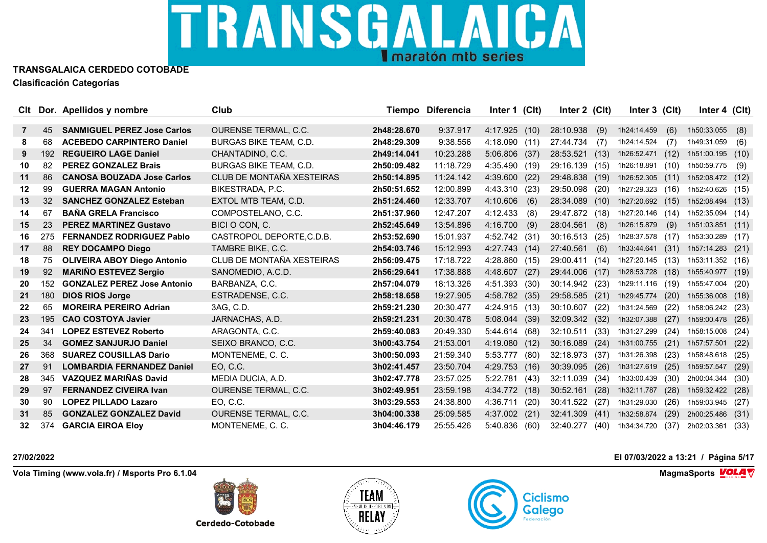**TRANSGALAICA CERDEDO COTOBADE**

**Clasificación Categorías**

| Clt | Dor. | Apellidos y nombre | Club | Tiempo | Diferencia | Inter 1 | (Clt) | Inter 2 | (Clt) | Inter 3 | (Clt) | Inter 4 | (Clt) |
|---|---|---|---|---|---|---|---|---|---|---|---|---|---|
| 7 | 45 | **SANMIGUEL PEREZ Jose Carlos** | OURENSE TERMAL, C.C. | **2h48:28.670** | 9:37.917 | 4:17.925 | (10) | 28:10.938 | (9) | 1h24:14.459 | (6) | 1h50:33.055 | (8) |
| 8 | 68 | **ACEBEDO CARPINTERO Daniel** | BURGAS BIKE TEAM, C.D. | **2h48:29.309** | 9:38.556 | 4:18.090 | (11) | 27:44.734 | (7) | 1h24:14.524 | (7) | 1h49:31.059 | (6) |
| 9 | 192 | **REGUEIRO LAGE Daniel** | CHANTADINO, C.C. | **2h49:14.041** | 10:23.288 | 5:06.806 | (37) | 28:53.521 | (13) | 1h26:52.471 | (12) | 1h51:00.195 | (10) |
| 10 | 82 | **PEREZ GONZALEZ Brais** | BURGAS BIKE TEAM, C.D. | **2h50:09.482** | 11:18.729 | 4:35.490 | (19) | 29:16.139 | (15) | 1h26:18.891 | (10) | 1h50:59.775 | (9) |
| 11 | 86 | **CANOSA BOUZADA Jose Carlos** | CLUB DE MONTAÑA XESTEIRAS | **2h50:14.895** | 11:24.142 | 4:39.600 | (22) | 29:48.838 | (19) | 1h26:52.305 | (11) | 1h52:08.472 | (12) |
| 12 | 99 | **GUERRA MAGAN Antonio** | BIKESTRADA, P.C. | **2h50:51.652** | 12:00.899 | 4:43.310 | (23) | 29:50.098 | (20) | 1h27:29.323 | (16) | 1h52:40.626 | (15) |
| 13 | 32 | **SANCHEZ GONZALEZ Esteban** | EXTOL MTB TEAM, C.D. | **2h51:24.460** | 12:33.707 | 4:10.606 | (6) | 28:34.089 | (10) | 1h27:20.692 | (15) | 1h52:08.494 | (13) |
| 14 | 67 | **BAÑA GRELA Francisco** | COMPOSTELANO, C.C. | **2h51:37.960** | 12:47.207 | 4:12.433 | (8) | 29:47.872 | (18) | 1h27:20.146 | (14) | 1h52:35.094 | (14) |
| 15 | 23 | **PEREZ MARTINEZ Gustavo** | BICI O CON, C. | **2h52:45.649** | 13:54.896 | 4:16.700 | (9) | 28:04.561 | (8) | 1h26:15.879 | (9) | 1h51:03.851 | (11) |
| 16 | 275 | **FERNANDEZ RODRIGUEZ Pablo** | CASTROPOL DEPORTE,C.D.B. | **2h53:52.690** | 15:01.937 | 4:52.742 | (31) | 30:16.513 | (25) | 1h28:37.578 | (17) | 1h53:30.289 | (17) |
| 17 | 88 | **REY DOCAMPO Diego** | TAMBRE BIKE, C.C. | **2h54:03.746** | 15:12.993 | 4:27.743 | (14) | 27:40.561 | (6) | 1h33:44.641 | (31) | 1h57:14.283 | (21) |
| 18 | 75 | **OLIVEIRA ABOY Diego Antonio** | CLUB DE MONTAÑA XESTEIRAS | **2h56:09.475** | 17:18.722 | 4:28.860 | (15) | 29:00.411 | (14) | 1h27:20.145 | (13) | 1h53:11.352 | (16) |
| 19 | 92 | **MARIÑO ESTEVEZ Sergio** | SANOMEDIO, A.C.D. | **2h56:29.641** | 17:38.888 | 4:48.607 | (27) | 29:44.006 | (17) | 1h28:53.728 | (18) | 1h55:40.977 | (19) |
| 20 | 152 | **GONZALEZ PEREZ Jose Antonio** | BARBANZA, C.C. | **2h57:04.079** | 18:13.326 | 4:51.393 | (30) | 30:14.942 | (23) | 1h29:11.116 | (19) | 1h55:47.004 | (20) |
| 21 | 180 | **DIOS RIOS Jorge** | ESTRADENSE, C.C. | **2h58:18.658** | 19:27.905 | 4:58.782 | (35) | 29:58.585 | (21) | 1h29:45.774 | (20) | 1h55:36.008 | (18) |
| 22 | 65 | **MOREIRA PEREIRO Adrian** | 3AG, C.D. | **2h59:21.230** | 20:30.477 | 4:24.915 | (13) | 30:10.607 | (22) | 1h31:24.569 | (22) | 1h58:06.242 | (23) |
| 23 | 195 | **CAO COSTOYA Javier** | JARNACHAS, A.D. | **2h59:21.231** | 20:30.478 | 5:08.044 | (39) | 32:09.342 | (32) | 1h32:07.388 | (27) | 1h59:00.478 | (26) |
| 24 | 341 | **LOPEZ ESTEVEZ Roberto** | ARAGONTA, C.C. | **2h59:40.083** | 20:49.330 | 5:44.614 | (68) | 32:10.511 | (33) | 1h31:27.299 | (24) | 1h58:15.008 | (24) |
| 25 | 34 | **GOMEZ SANJURJO Daniel** | SEIXO BRANCO, C.C. | **3h00:43.754** | 21:53.001 | 4:19.080 | (12) | 30:16.089 | (24) | 1h31:00.755 | (21) | 1h57:57.501 | (22) |
| 26 | 368 | **SUAREZ COUSILLAS Dario** | MONTENEME, C. C. | **3h00:50.093** | 21:59.340 | 5:53.777 | (80) | 32:18.973 | (37) | 1h31:26.398 | (23) | 1h58:48.618 | (25) |
| 27 | 91 | **LOMBARDIA FERNANDEZ Daniel** | EO, C.C. | **3h02:41.457** | 23:50.704 | 4:29.753 | (16) | 30:39.095 | (26) | 1h31:27.619 | (25) | 1h59:57.547 | (29) |
| 28 | 345 | **VAZQUEZ MARIÑAS David** | MEDIA DUCIA, A.D. | **3h02:47.778** | 23:57.025 | 5:22.781 | (43) | 32:11.039 | (34) | 1h33:00.439 | (30) | 2h00:04.344 | (30) |
| 29 | 97 | **FERNANDEZ CIVEIRA Ivan** | OURENSE TERMAL, C.C. | **3h02:49.951** | 23:59.198 | 4:34.772 | (18) | 30:52.161 | (28) | 1h32:11.787 | (28) | 1h59:32.422 | (28) |
| 30 | 90 | **LOPEZ PILLADO Lazaro** | EO, C.C. | **3h03:29.553** | 24:38.800 | 4:36.711 | (20) | 30:41.522 | (27) | 1h31:29.030 | (26) | 1h59:03.945 | (27) |
| 31 | 85 | **GONZALEZ GONZALEZ David** | OURENSE TERMAL, C.C. | **3h04:00.338** | 25:09.585 | 4:37.002 | (21) | 32:41.309 | (41) | 1h32:58.874 | (29) | 2h00:25.486 | (31) |
| 32 | 374 | **GARCIA EIROA Eloy** | MONTENEME, C. C. | **3h04:46.179** | 25:55.426 | 5:40.836 | (60) | 32:40.277 | (40) | 1h34:34.720 | (37) | 2h02:03.361 | (33) |

**27/02/2022** | **El 07/03/2022 a 13:21**

**Vola Timing (www.vola.fr) / Msports Pro 6.1.04** | **MagmaSports**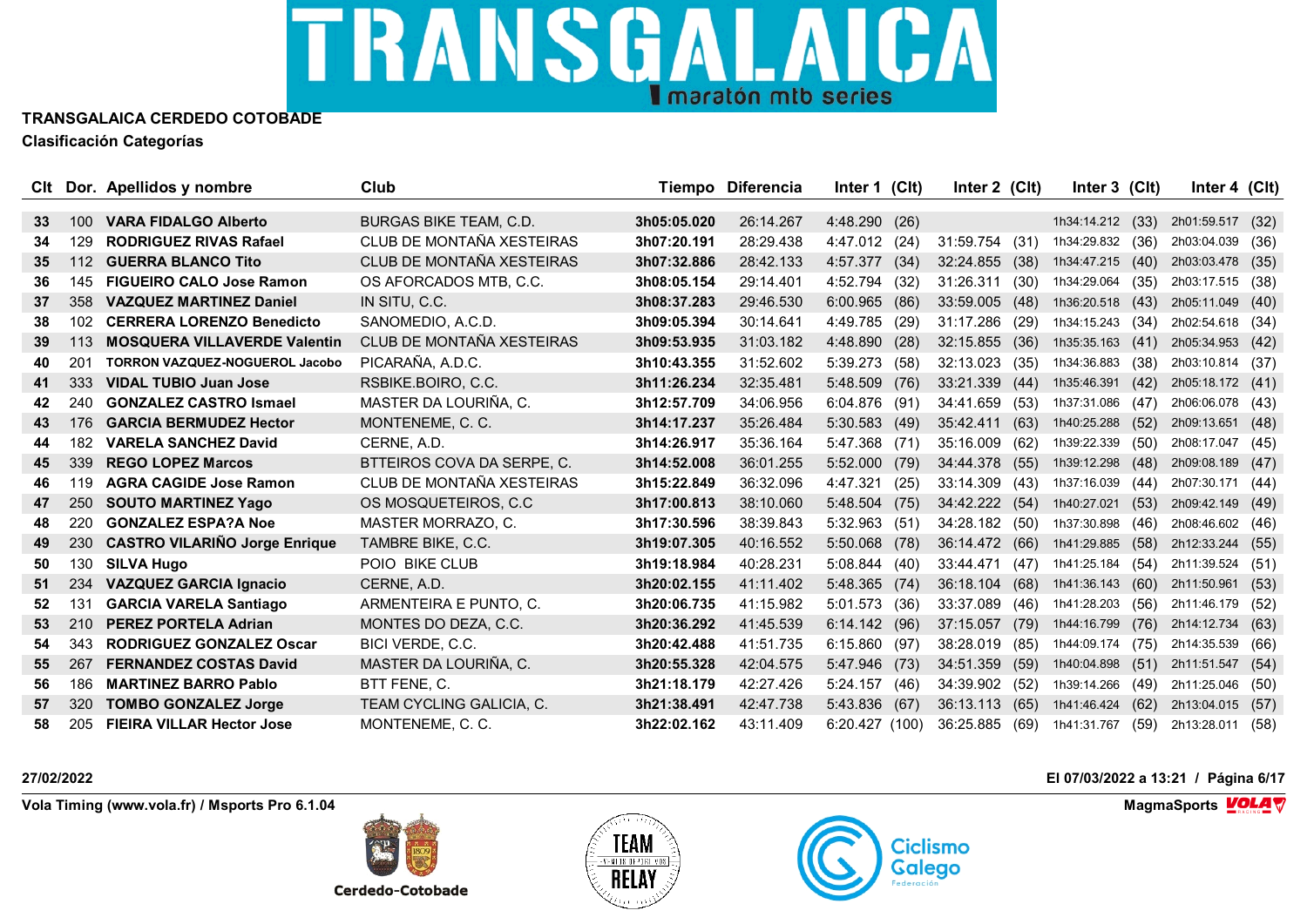# TRANSGALAICA CERDEDO COTOBADE

## Clasificación Categorías

| Clt | Dor. | Apellidos y nombre | Club | Tiempo | Diferencia | Inter 1 | (Clt) | Inter 2 | (Clt) | Inter 3 | (Clt) | Inter 4 | (Clt) |
|---|---|---|---|---|---|---|---|---|---|---|---|---|---|
| 33 | 100 | **VARA FIDALGO Alberto** | BURGAS BIKE TEAM, C.D. | **3h05:05.020** | 26:14.267 | 4:48.290 | (26) | | | 1h34:14.212 | (33) | 2h01:59.517 | (32) |
| 34 | 129 | **RODRIGUEZ RIVAS Rafael** | CLUB DE MONTAÑA XESTEIRAS | **3h07:20.191** | 28:29.438 | 4:47.012 | (24) | 31:59.754 | (31) | 1h34:29.832 | (36) | 2h03:04.039 | (36) |
| 35 | 112 | **GUERRA BLANCO Tito** | CLUB DE MONTAÑA XESTEIRAS | **3h07:32.886** | 28:42.133 | 4:57.377 | (34) | 32:24.855 | (38) | 1h34:47.215 | (40) | 2h03:03.478 | (35) |
| 36 | 145 | **FIGUEIRO CALO Jose Ramon** | OS AFORCADOS MTB, C.C. | **3h08:05.154** | 29:14.401 | 4:52.794 | (32) | 31:26.311 | (30) | 1h34:29.064 | (35) | 2h03:17.515 | (38) |
| 37 | 358 | **VAZQUEZ MARTINEZ Daniel** | IN SITU, C.C. | **3h08:37.283** | 29:46.530 | 6:00.965 | (86) | 33:59.005 | (48) | 1h36:20.518 | (43) | 2h05:11.049 | (40) |
| 38 | 102 | **CERRERA LORENZO Benedicto** | SANOMEDIO, A.C.D. | **3h09:05.394** | 30:14.641 | 4:49.785 | (29) | 31:17.286 | (29) | 1h34:15.243 | (34) | 2h02:54.618 | (34) |
| 39 | 113 | **MOSQUERA VILLAVERDE Valentin** | CLUB DE MONTAÑA XESTEIRAS | **3h09:53.935** | 31:03.182 | 4:48.890 | (28) | 32:15.855 | (36) | 1h35:35.163 | (41) | 2h05:34.953 | (42) |
| 40 | 201 | **TORRON VAZQUEZ-NOGUEROL Jacobo** | PICARAÑA, A.D.C. | **3h10:43.355** | 31:52.602 | 5:39.273 | (58) | 32:13.023 | (35) | 1h34:36.883 | (38) | 2h03:10.814 | (37) |
| 41 | 333 | **VIDAL TUBIO Juan Jose** | RSBIKE.BOIRO, C.C. | **3h11:26.234** | 32:35.481 | 5:48.509 | (76) | 33:21.339 | (44) | 1h35:46.391 | (42) | 2h05:18.172 | (41) |
| 42 | 240 | **GONZALEZ CASTRO Ismael** | MASTER DA LOURIÑA, C. | **3h12:57.709** | 34:06.956 | 6:04.876 | (91) | 34:41.659 | (53) | 1h37:31.086 | (47) | 2h06:06.078 | (43) |
| 43 | 176 | **GARCIA BERMUDEZ Hector** | MONTENEME, C. C. | **3h14:17.237** | 35:26.484 | 5:30.583 | (49) | 35:42.411 | (63) | 1h40:25.288 | (52) | 2h09:13.651 | (48) |
| 44 | 182 | **VARELA SANCHEZ David** | CERNE, A.D. | **3h14:26.917** | 35:36.164 | 5:47.368 | (71) | 35:16.009 | (62) | 1h39:22.339 | (50) | 2h08:17.047 | (45) |
| 45 | 339 | **REGO LOPEZ Marcos** | BTTEIROS COVA DA SERPE, C. | **3h14:52.008** | 36:01.255 | 5:52.000 | (79) | 34:44.378 | (55) | 1h39:12.298 | (48) | 2h09:08.189 | (47) |
| 46 | 119 | **AGRA CAGIDE Jose Ramon** | CLUB DE MONTAÑA XESTEIRAS | **3h15:22.849** | 36:32.096 | 4:47.321 | (25) | 33:14.309 | (43) | 1h37:16.039 | (44) | 2h07:30.171 | (44) |
| 47 | 250 | **SOUTO MARTINEZ Yago** | OS MOSQUETEIROS, C.C | **3h17:00.813** | 38:10.060 | 5:48.504 | (75) | 34:42.222 | (54) | 1h40:27.021 | (53) | 2h09:42.149 | (49) |
| 48 | 220 | **GONZALEZ ESPA?A Noe** | MASTER MORRAZO, C. | **3h17:30.596** | 38:39.843 | 5:32.963 | (51) | 34:28.182 | (50) | 1h37:30.898 | (46) | 2h08:46.602 | (46) |
| 49 | 230 | **CASTRO VILARIÑO Jorge Enrique** | TAMBRE BIKE, C.C. | **3h19:07.305** | 40:16.552 | 5:50.068 | (78) | 36:14.472 | (66) | 1h41:29.885 | (58) | 2h12:33.244 | (55) |
| 50 | 130 | **SILVA Hugo** | POIO BIKE CLUB | **3h19:18.984** | 40:28.231 | 5:08.844 | (40) | 33:44.471 | (47) | 1h41:25.184 | (54) | 2h11:39.524 | (51) |
| 51 | 234 | **VAZQUEZ GARCIA Ignacio** | CERNE, A.D. | **3h20:02.155** | 41:11.402 | 5:48.365 | (74) | 36:18.104 | (68) | 1h41:36.143 | (60) | 2h11:50.961 | (53) |
| 52 | 131 | **GARCIA VARELA Santiago** | ARMENTEIRA E PUNTO, C. | **3h20:06.735** | 41:15.982 | 5:01.573 | (36) | 33:37.089 | (46) | 1h41:28.203 | (56) | 2h11:46.179 | (52) |
| 53 | 210 | **PEREZ PORTELA Adrian** | MONTES DO DEZA, C.C. | **3h20:36.292** | 41:45.539 | 6:14.142 | (96) | 37:15.057 | (79) | 1h44:16.799 | (76) | 2h14:12.734 | (63) |
| 54 | 343 | **RODRIGUEZ GONZALEZ Oscar** | BICI VERDE, C.C. | **3h20:42.488** | 41:51.735 | 6:15.860 | (97) | 38:28.019 | (85) | 1h44:09.174 | (75) | 2h14:35.539 | (66) |
| 55 | 267 | **FERNANDEZ COSTAS David** | MASTER DA LOURIÑA, C. | **3h20:55.328** | 42:04.575 | 5:47.946 | (73) | 34:51.359 | (59) | 1h40:04.898 | (51) | 2h11:51.547 | (54) |
| 56 | 186 | **MARTINEZ BARRO Pablo** | BTT FENE, C. | **3h21:18.179** | 42:27.426 | 5:24.157 | (46) | 34:39.902 | (52) | 1h39:14.266 | (49) | 2h11:25.046 | (50) |
| 57 | 320 | **TOMBO GONZALEZ Jorge** | TEAM CYCLING GALICIA, C. | **3h21:38.491** | 42:47.738 | 5:43.836 | (67) | 36:13.113 | (65) | 1h41:46.424 | (62) | 2h13:04.015 | (57) |
| 58 | 205 | **FIEIRA VILLAR Hector Jose** | MONTENEME, C. C. | **3h22:02.162** | 43:11.409 | 6:20.427 | (100) | 36:25.885 | (69) | 1h41:31.767 | (59) | 2h13:28.011 | (58) |

27/02/2022

El 07/03/2022 a 13:21

Vola Timing (www.vola.fr) / Msports Pro 6.1.04

MagmaSports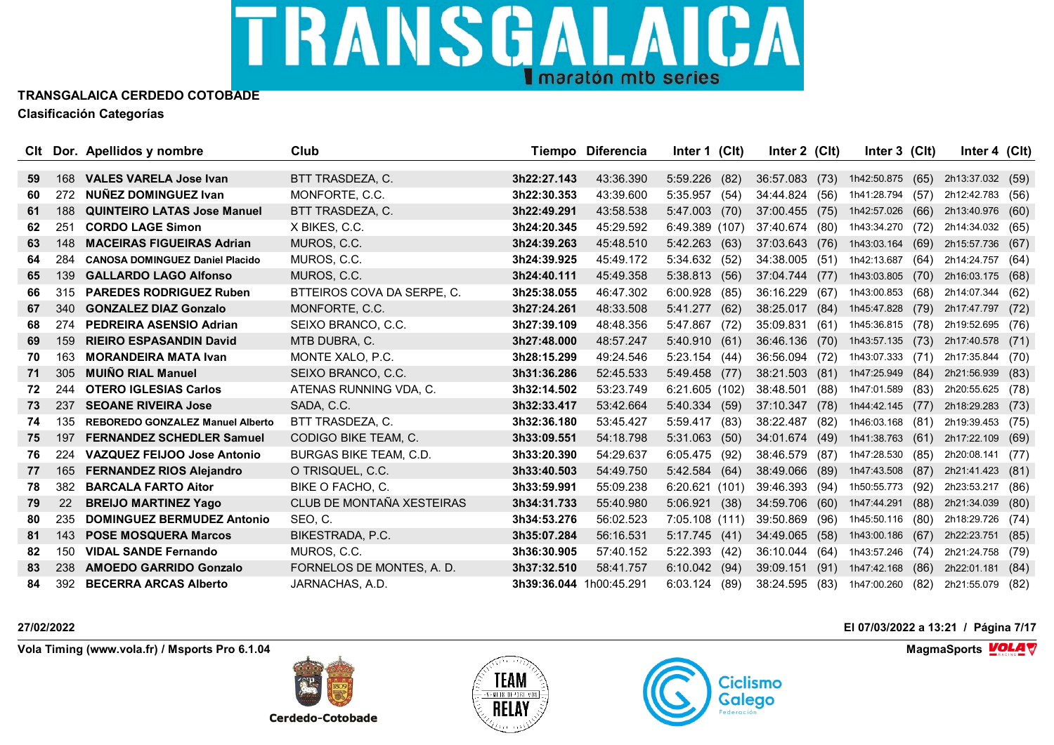# TRANSGALAICA CERDEDO COTOBADE

## Clasificación Categorías

| Clt | Dor. | Apellidos y nombre | Club | Tiempo | Diferencia | Inter 1 | (Clt) | Inter 2 | (Clt) | Inter 3 | (Clt) | Inter 4 | (Clt) |
|---|---|---|---|---|---|---|---|---|---|---|---|---|---|
| 59 | 168 | VALES VARELA Jose Ivan | BTT TRASDEZA, C. | 3h22:27.143 | 43:36.390 | 5:59.226 | (82) | 36:57.083 | (73) | 1h42:50.875 | (65) | 2h13:37.032 | (59) |
| 60 | 272 | NUÑEZ DOMINGUEZ Ivan | MONFORTE, C.C. | 3h22:30.353 | 43:39.600 | 5:35.957 | (54) | 34:44.824 | (56) | 1h41:28.794 | (57) | 2h12:42.783 | (56) |
| 61 | 188 | QUINTEIRO LATAS Jose Manuel | BTT TRASDEZA, C. | 3h22:49.291 | 43:58.538 | 5:47.003 | (70) | 37:00.455 | (75) | 1h42:57.026 | (66) | 2h13:40.976 | (60) |
| 62 | 251 | CORDO LAGE Simon | X BIKES, C.C. | 3h24:20.345 | 45:29.592 | 6:49.389 | (107) | 37:40.674 | (80) | 1h43:34.270 | (72) | 2h14:34.032 | (65) |
| 63 | 148 | MACEIRAS FIGUEIRAS Adrian | MUROS, C.C. | 3h24:39.263 | 45:48.510 | 5:42.263 | (63) | 37:03.643 | (76) | 1h43:03.164 | (69) | 2h15:57.736 | (67) |
| 64 | 284 | CANOSA DOMINGUEZ Daniel Placido | MUROS, C.C. | 3h24:39.925 | 45:49.172 | 5:34.632 | (52) | 34:38.005 | (51) | 1h42:13.687 | (64) | 2h14:24.757 | (64) |
| 65 | 139 | GALLARDO LAGO Alfonso | MUROS, C.C. | 3h24:40.111 | 45:49.358 | 5:38.813 | (56) | 37:04.744 | (77) | 1h43:03.805 | (70) | 2h16:03.175 | (68) |
| 66 | 315 | PAREDES RODRIGUEZ Ruben | BTTEIROS COVA DA SERPE, C. | 3h25:38.055 | 46:47.302 | 6:00.928 | (85) | 36:16.229 | (67) | 1h43:00.853 | (68) | 2h14:07.344 | (62) |
| 67 | 340 | GONZALEZ DIAZ Gonzalo | MONFORTE, C.C. | 3h27:24.261 | 48:33.508 | 5:41.277 | (62) | 38:25.017 | (84) | 1h45:47.828 | (79) | 2h17:47.797 | (72) |
| 68 | 274 | PEDREIRA ASENSIO Adrian | SEIXO BRANCO, C.C. | 3h27:39.109 | 48:48.356 | 5:47.867 | (72) | 35:09.831 | (61) | 1h45:36.815 | (78) | 2h19:52.695 | (76) |
| 69 | 159 | RIEIRO ESPASANDIN David | MTB DUBRA, C. | 3h27:48.000 | 48:57.247 | 5:40.910 | (61) | 36:46.136 | (70) | 1h43:57.135 | (73) | 2h17:40.578 | (71) |
| 70 | 163 | MORANDEIRA MATA Ivan | MONTE XALO, P.C. | 3h28:15.299 | 49:24.546 | 5:23.154 | (44) | 36:56.094 | (72) | 1h43:07.333 | (71) | 2h17:35.844 | (70) |
| 71 | 305 | MUIÑO RIAL Manuel | SEIXO BRANCO, C.C. | 3h31:36.286 | 52:45.533 | 5:49.458 | (77) | 38:21.503 | (81) | 1h47:25.949 | (84) | 2h21:56.939 | (83) |
| 72 | 244 | OTERO IGLESIAS Carlos | ATENAS RUNNING VDA, C. | 3h32:14.502 | 53:23.749 | 6:21.605 | (102) | 38:48.501 | (88) | 1h47:01.589 | (83) | 2h20:55.625 | (78) |
| 73 | 237 | SEOANE RIVEIRA Jose | SADA, C.C. | 3h32:33.417 | 53:42.664 | 5:40.334 | (59) | 37:10.347 | (78) | 1h44:42.145 | (77) | 2h18:29.283 | (73) |
| 74 | 135 | REBOREDO GONZALEZ Manuel Alberto | BTT TRASDEZA, C. | 3h32:36.180 | 53:45.427 | 5:59.417 | (83) | 38:22.487 | (82) | 1h46:03.168 | (81) | 2h19:39.453 | (75) |
| 75 | 197 | FERNANDEZ SCHEDLER Samuel | CODIGO BIKE TEAM, C. | 3h33:09.551 | 54:18.798 | 5:31.063 | (50) | 34:01.674 | (49) | 1h41:38.763 | (61) | 2h17:22.109 | (69) |
| 76 | 224 | VAZQUEZ FEIJOO Jose Antonio | BURGAS BIKE TEAM, C.D. | 3h33:20.390 | 54:29.637 | 6:05.475 | (92) | 38:46.579 | (87) | 1h47:28.530 | (85) | 2h20:08.141 | (77) |
| 77 | 165 | FERNANDEZ RIOS Alejandro | O TRISQUEL, C.C. | 3h33:40.503 | 54:49.750 | 5:42.584 | (64) | 38:49.066 | (89) | 1h47:43.508 | (87) | 2h21:41.423 | (81) |
| 78 | 382 | BARCALA FARTO Aitor | BIKE O FACHO, C. | 3h33:59.991 | 55:09.238 | 6:20.621 | (101) | 39:46.393 | (94) | 1h50:55.773 | (92) | 2h23:53.217 | (86) |
| 79 | 22 | BREIJO MARTINEZ Yago | CLUB DE MONTAÑA XESTEIRAS | 3h34:31.733 | 55:40.980 | 5:06.921 | (38) | 34:59.706 | (60) | 1h47:44.291 | (88) | 2h21:34.039 | (80) |
| 80 | 235 | DOMINGUEZ BERMUDEZ Antonio | SEO, C. | 3h34:53.276 | 56:02.523 | 7:05.108 | (111) | 39:50.869 | (96) | 1h45:50.116 | (80) | 2h18:29.726 | (74) |
| 81 | 143 | POSE MOSQUERA Marcos | BIKESTRADA, P.C. | 3h35:07.284 | 56:16.531 | 5:17.745 | (41) | 34:49.065 | (58) | 1h43:00.186 | (67) | 2h22:23.751 | (85) |
| 82 | 150 | VIDAL SANDE Fernando | MUROS, C.C. | 3h36:30.905 | 57:40.152 | 5:22.393 | (42) | 36:10.044 | (64) | 1h43:57.246 | (74) | 2h21:24.758 | (79) |
| 83 | 238 | AMOEDO GARRIDO Gonzalo | FORNELOS DE MONTES, A. D. | 3h37:32.510 | 58:41.757 | 6:10.042 | (94) | 39:09.151 | (91) | 1h47:42.168 | (86) | 2h22:01.181 | (84) |
| 84 | 392 | BECERRA ARCAS Alberto | JARNACHAS, A.D. | 3h39:36.044 | 1h00:45.291 | 6:03.124 | (89) | 38:24.595 | (83) | 1h47:00.260 | (82) | 2h21:55.079 | (82) |

27/02/2022

El 07/03/2022 a 13:21

Vola Timing (www.vola.fr) / Msports Pro 6.1.04

MagmaSports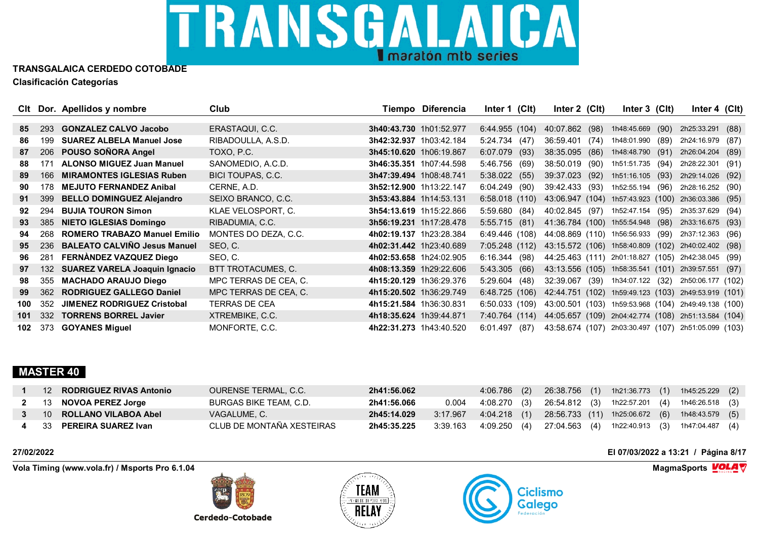# TRANSGALAICA CERDEDO COTOBADE

## Clasificación Categorías

| Clt | Dor. | Apellidos y nombre | Club | Tiempo | Diferencia | Inter 1 | (Clt) | Inter 2 | (Clt) | Inter 3 | (Clt) | Inter 4 | (Clt) |
|---|---|---|---|---|---|---|---|---|---|---|---|---|---|
| 85 | 293 | **GONZALEZ CALVO Jacobo** | ERASTAQUI, C.C. | **3h40:43.730** | 1h01:52.977 | 6:44.955 | (104) | 40:07.862 | (98) | 1h48:45.669 | (90) | 2h25:33.291 | (88) |
| 86 | 199 | **SUAREZ ALBELA Manuel Jose** | RIBADOULLA, A.S.D. | **3h42:32.937** | 1h03:42.184 | 5:24.734 | (47) | 36:59.401 | (74) | 1h48:01.990 | (89) | 2h24:16.979 | (87) |
| 87 | 206 | **POUSO SOÑORA Angel** | TOXO, P.C. | **3h45:10.620** | 1h06:19.867 | 6:07.079 | (93) | 38:35.095 | (86) | 1h48:48.790 | (91) | 2h26:04.204 | (89) |
| 88 | 171 | **ALONSO MIGUEZ Juan Manuel** | SANOMEDIO, A.C.D. | **3h46:35.351** | 1h07:44.598 | 5:46.756 | (69) | 38:50.019 | (90) | 1h51:51.735 | (94) | 2h28:22.301 | (91) |
| 89 | 166 | **MIRAMONTES IGLESIAS Ruben** | BICI TOUPAS, C.C. | **3h47:39.494** | 1h08:48.741 | 5:38.022 | (55) | 39:37.023 | (92) | 1h51:16.105 | (93) | 2h29:14.026 | (92) |
| 90 | 178 | **MEJUTO FERNANDEZ Anibal** | CERNE, A.D. | **3h52:12.900** | 1h13:22.147 | 6:04.249 | (90) | 39:42.433 | (93) | 1h52:55.194 | (96) | 2h28:16.252 | (90) |
| 91 | 399 | **BELLO DOMINGUEZ Alejandro** | SEIXO BRANCO, C.C. | **3h53:43.884** | 1h14:53.131 | 6:58.018 | (110) | 43:06.947 | (104) | 1h57:43.923 | (100) | 2h36:03.386 | (95) |
| 92 | 294 | **BUJIA TOURON Simon** | KLAE VELOSPORT, C. | **3h54:13.619** | 1h15:22.866 | 5:59.680 | (84) | 40:02.845 | (97) | 1h52:47.154 | (95) | 2h35:37.629 | (94) |
| 93 | 385 | **NIETO IGLESIAS Domingo** | RIBADUMIA, C.C. | **3h56:19.231** | 1h17:28.478 | 5:55.715 | (81) | 41:36.784 | (100) | 1h55:54.948 | (98) | 2h33:16.675 | (93) |
| 94 | 268 | **ROMERO TRABAZO Manuel Emilio** | MONTES DO DEZA, C.C. | **4h02:19.137** | 1h23:28.384 | 6:49.446 | (108) | 44:08.869 | (110) | 1h56:56.933 | (99) | 2h37:12.363 | (96) |
| 95 | 236 | **BALEATO CALVIÑO Jesus Manuel** | SEO, C. | **4h02:31.442** | 1h23:40.689 | 7:05.248 | (112) | 43:15.572 | (106) | 1h58:40.809 | (102) | 2h40:02.402 | (98) |
| 96 | 281 | **FERNÀNDEZ VAZQUEZ Diego** | SEO, C. | **4h02:53.658** | 1h24:02.905 | 6:16.344 | (98) | 44:25.463 | (111) | 2h01:18.827 | (105) | 2h42:38.045 | (99) |
| 97 | 132 | **SUAREZ VARELA Joaquin Ignacio** | BTT TROTACUMES, C. | **4h08:13.359** | 1h29:22.606 | 5:43.305 | (66) | 43:13.556 | (105) | 1h58:35.541 | (101) | 2h39:57.551 | (97) |
| 98 | 355 | **MACHADO ARAUJO Diego** | MPC TERRAS DE CEA, C. | **4h15:20.129** | 1h36:29.376 | 5:29.604 | (48) | 32:39.067 | (39) | 1h34:07.122 | (32) | 2h50:06.177 | (102) |
| 99 | 362 | **RODRIGUEZ GALLEGO Daniel** | MPC TERRAS DE CEA, C. | **4h15:20.502** | 1h36:29.749 | 6:48.725 | (106) | 42:44.751 | (102) | 1h59:49.123 | (103) | 2h49:53.919 | (101) |
| 100 | 352 | **JIMENEZ RODRIGUEZ Cristobal** | TERRAS DE CEA | **4h15:21.584** | 1h36:30.831 | 6:50.033 | (109) | 43:00.501 | (103) | 1h59:53.968 | (104) | 2h49:49.138 | (100) |
| 101 | 332 | **TORRENS BORREL Javier** | XTREMBIKE, C.C. | **4h18:35.624** | 1h39:44.871 | 7:40.764 | (114) | 44:05.657 | (109) | 2h04:42.774 | (108) | 2h51:13.584 | (104) |
| 102 | 373 | **GOYANES Miguel** | MONFORTE, C.C. | **4h22:31.273** | 1h43:40.520 | 6:01.497 | (87) | 43:58.674 | (107) | 2h03:30.497 | (107) | 2h51:05.099 | (103) |

## MASTER 40

| Clt | Dor. | Apellidos y nombre | Club | Tiempo | Diferencia | Inter 1 | (Clt) | Inter 2 | (Clt) | Inter 3 | (Clt) | Inter 4 | (Clt) |
|---|---|---|---|---|---|---|---|---|---|---|---|---|---|
| 1 | 12 | **RODRIGUEZ RIVAS Antonio** | OURENSE TERMAL, C.C. | **2h41:56.062** | | 4:06.786 | (2) | 26:38.756 | (1) | 1h21:36.773 | (1) | 1h45:25.229 | (2) |
| 2 | 13 | **NOVOA PEREZ Jorge** | BURGAS BIKE TEAM, C.D. | **2h41:56.066** | 0.004 | 4:08.270 | (3) | 26:54.812 | (3) | 1h22:57.201 | (4) | 1h46:26.518 | (3) |
| 3 | 10 | **ROLLANO VILABOA Abel** | VAGALUME, C. | **2h45:14.029** | 3:17.967 | 4:04.218 | (1) | 28:56.733 | (11) | 1h25:06.672 | (6) | 1h48:43.579 | (5) |
| 4 | 33 | **PEREIRA SUAREZ Ivan** | CLUB DE MONTAÑA XESTEIRAS | **2h45:35.225** | 3:39.163 | 4:09.250 | (4) | 27:04.563 | (4) | 1h22:40.913 | (3) | 1h47:04.487 | (4) |

27/02/2022 — El 07/03/2022 a 13:21

Vola Timing (www.vola.fr) / Msports Pro 6.1.04 — MagmaSports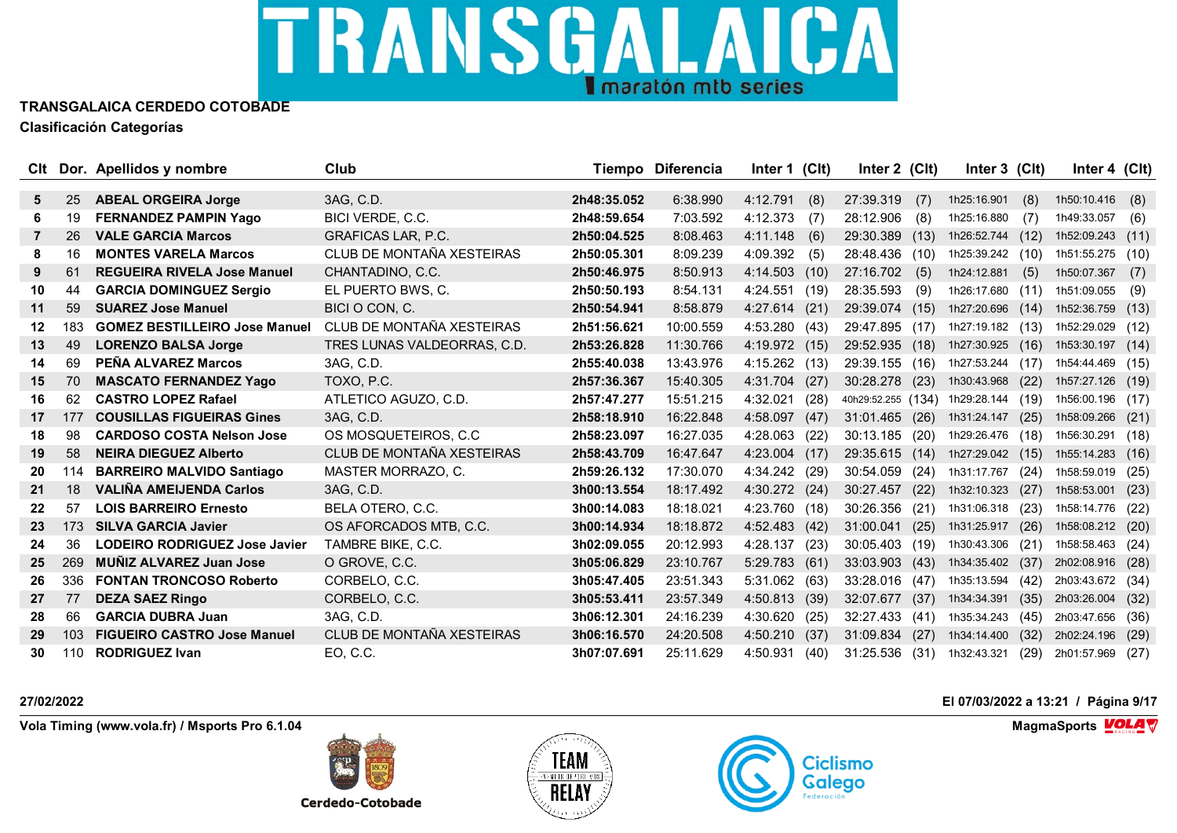**TRANSGALAICA CERDEDO COTOBADE**

**Clasificación Categorías**

| Clt | Dor. | Apellidos y nombre | Club | Tiempo | Diferencia | Inter 1 | (Clt) | Inter 2 | (Clt) | Inter 3 | (Clt) | Inter 4 | (Clt) |
|---|---|---|---|---|---|---|---|---|---|---|---|---|---|
| 5 | 25 | **ABEAL ORGEIRA Jorge** | 3AG, C.D. | **2h48:35.052** | 6:38.990 | 4:12.791 | (8) | 27:39.319 | (7) | 1h25:16.901 | (8) | 1h50:10.416 | (8) |
| 6 | 19 | **FERNANDEZ PAMPIN Yago** | BICI VERDE, C.C. | **2h48:59.654** | 7:03.592 | 4:12.373 | (7) | 28:12.906 | (8) | 1h25:16.880 | (7) | 1h49:33.057 | (6) |
| 7 | 26 | **VALE GARCIA Marcos** | GRAFICAS LAR, P.C. | **2h50:04.525** | 8:08.463 | 4:11.148 | (6) | 29:30.389 | (13) | 1h26:52.744 | (12) | 1h52:09.243 | (11) |
| 8 | 16 | **MONTES VARELA Marcos** | CLUB DE MONTAÑA XESTEIRAS | **2h50:05.301** | 8:09.239 | 4:09.392 | (5) | 28:48.436 | (10) | 1h25:39.242 | (10) | 1h51:55.275 | (10) |
| 9 | 61 | **REGUEIRA RIVELA Jose Manuel** | CHANTADINO, C.C. | **2h50:46.975** | 8:50.913 | 4:14.503 | (10) | 27:16.702 | (5) | 1h24:12.881 | (5) | 1h50:07.367 | (7) |
| 10 | 44 | **GARCIA DOMINGUEZ Sergio** | EL PUERTO BWS, C. | **2h50:50.193** | 8:54.131 | 4:24.551 | (19) | 28:35.593 | (9) | 1h26:17.680 | (11) | 1h51:09.055 | (9) |
| 11 | 59 | **SUAREZ Jose Manuel** | BICI O CON, C. | **2h50:54.941** | 8:58.879 | 4:27.614 | (21) | 29:39.074 | (15) | 1h27:20.696 | (14) | 1h52:36.759 | (13) |
| 12 | 183 | **GOMEZ BESTILLEIRO Jose Manuel** | CLUB DE MONTAÑA XESTEIRAS | **2h51:56.621** | 10:00.559 | 4:53.280 | (43) | 29:47.895 | (17) | 1h27:19.182 | (13) | 1h52:29.029 | (12) |
| 13 | 49 | **LORENZO BALSA Jorge** | TRES LUNAS VALDEORRAS, C.D. | **2h53:26.828** | 11:30.766 | 4:19.972 | (15) | 29:52.935 | (18) | 1h27:30.925 | (16) | 1h53:30.197 | (14) |
| 14 | 69 | **PEÑA ALVAREZ Marcos** | 3AG, C.D. | **2h55:40.038** | 13:43.976 | 4:15.262 | (13) | 29:39.155 | (16) | 1h27:53.244 | (17) | 1h54:44.469 | (15) |
| 15 | 70 | **MASCATO FERNANDEZ Yago** | TOXO, P.C. | **2h57:36.367** | 15:40.305 | 4:31.704 | (27) | 30:28.278 | (23) | 1h30:43.968 | (22) | 1h57:27.126 | (19) |
| 16 | 62 | **CASTRO LOPEZ Rafael** | ATLETICO AGUZO, C.D. | **2h57:47.277** | 15:51.215 | 4:32.021 | (28) | 40h29:52.255 | (134) | 1h29:28.144 | (19) | 1h56:00.196 | (17) |
| 17 | 177 | **COUSILLAS FIGUEIRAS Gines** | 3AG, C.D. | **2h58:18.910** | 16:22.848 | 4:58.097 | (47) | 31:01.465 | (26) | 1h31:24.147 | (25) | 1h58:09.266 | (21) |
| 18 | 98 | **CARDOSO COSTA Nelson Jose** | OS MOSQUETEIROS, C.C | **2h58:23.097** | 16:27.035 | 4:28.063 | (22) | 30:13.185 | (20) | 1h29:26.476 | (18) | 1h56:30.291 | (18) |
| 19 | 58 | **NEIRA DIEGUEZ Alberto** | CLUB DE MONTAÑA XESTEIRAS | **2h58:43.709** | 16:47.647 | 4:23.004 | (17) | 29:35.615 | (14) | 1h27:29.042 | (15) | 1h55:14.283 | (16) |
| 20 | 114 | **BARREIRO MALVIDO Santiago** | MASTER MORRAZO, C. | **2h59:26.132** | 17:30.070 | 4:34.242 | (29) | 30:54.059 | (24) | 1h31:17.767 | (24) | 1h58:59.019 | (25) |
| 21 | 18 | **VALIÑA AMEIJENDA Carlos** | 3AG, C.D. | **3h00:13.554** | 18:17.492 | 4:30.272 | (24) | 30:27.457 | (22) | 1h32:10.323 | (27) | 1h58:53.001 | (23) |
| 22 | 57 | **LOIS BARREIRO Ernesto** | BELA OTERO, C.C. | **3h00:14.083** | 18:18.021 | 4:23.760 | (18) | 30:26.356 | (21) | 1h31:06.318 | (23) | 1h58:14.776 | (22) |
| 23 | 173 | **SILVA GARCIA Javier** | OS AFORCADOS MTB, C.C. | **3h00:14.934** | 18:18.872 | 4:52.483 | (42) | 31:00.041 | (25) | 1h31:25.917 | (26) | 1h58:08.212 | (20) |
| 24 | 36 | **LODEIRO RODRIGUEZ Jose Javier** | TAMBRE BIKE, C.C. | **3h02:09.055** | 20:12.993 | 4:28.137 | (23) | 30:05.403 | (19) | 1h30:43.306 | (21) | 1h58:58.463 | (24) |
| 25 | 269 | **MUÑIZ ALVAREZ Juan Jose** | O GROVE, C.C. | **3h05:06.829** | 23:10.767 | 5:29.783 | (61) | 33:03.903 | (43) | 1h34:35.402 | (37) | 2h02:08.916 | (28) |
| 26 | 336 | **FONTAN TRONCOSO Roberto** | CORBELO, C.C. | **3h05:47.405** | 23:51.343 | 5:31.062 | (63) | 33:28.016 | (47) | 1h35:13.594 | (42) | 2h03:43.672 | (34) |
| 27 | 77 | **DEZA SAEZ Ringo** | CORBELO, C.C. | **3h05:53.411** | 23:57.349 | 4:50.813 | (39) | 32:07.677 | (37) | 1h34:34.391 | (35) | 2h03:26.004 | (32) |
| 28 | 66 | **GARCIA DUBRA Juan** | 3AG, C.D. | **3h06:12.301** | 24:16.239 | 4:30.620 | (25) | 32:27.433 | (41) | 1h35:34.243 | (45) | 2h03:47.656 | (36) |
| 29 | 103 | **FIGUEIRO CASTRO Jose Manuel** | CLUB DE MONTAÑA XESTEIRAS | **3h06:16.570** | 24:20.508 | 4:50.210 | (37) | 31:09.834 | (27) | 1h34:14.400 | (32) | 2h02:24.196 | (29) |
| 30 | 110 | **RODRIGUEZ Ivan** | EO, C.C. | **3h07:07.691** | 25:11.629 | 4:50.931 | (40) | 31:25.536 | (31) | 1h32:43.321 | (29) | 2h01:57.969 | (27) |

**27/02/2022** **El 07/03/2022 a 13:21**

**Vola Timing (www.vola.fr) / Msports Pro 6.1.04** **MagmaSports**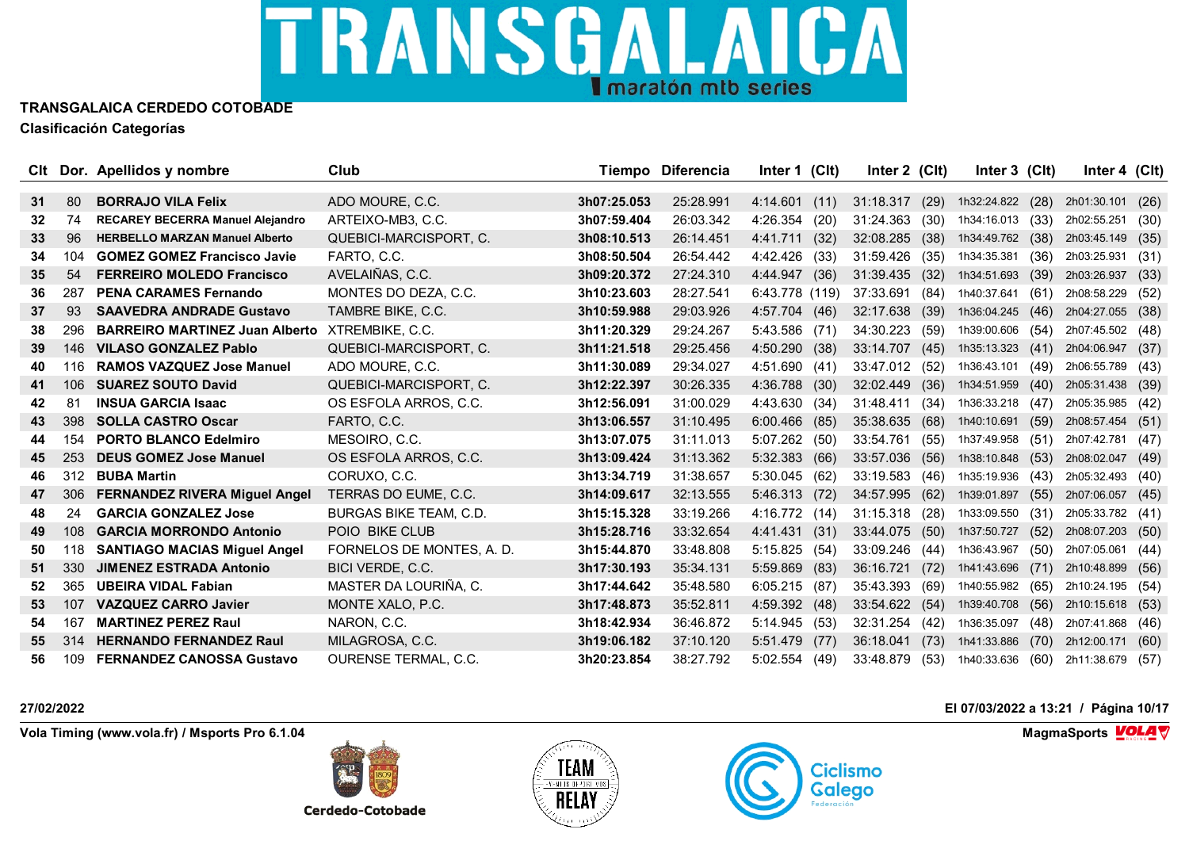# TRANSGALAICA CERDEDO COTOBADE

## Clasificación Categorías

| Clt | Dor. | Apellidos y nombre | Club | Tiempo | Diferencia | Inter 1 | (Clt) | Inter 2 | (Clt) | Inter 3 | (Clt) | Inter 4 | (Clt) |
|---|---|---|---|---|---|---|---|---|---|---|---|---|---|
| 31 | 80 | BORRAJO VILA Felix | ADO MOURE, C.C. | 3h07:25.053 | 25:28.991 | 4:14.601 | (11) | 31:18.317 | (29) | 1h32:24.822 | (28) | 2h01:30.101 | (26) |
| 32 | 74 | RECAREY BECERRA Manuel Alejandro | ARTEIXO-MB3, C.C. | 3h07:59.404 | 26:03.342 | 4:26.354 | (20) | 31:24.363 | (30) | 1h34:16.013 | (33) | 2h02:55.251 | (30) |
| 33 | 96 | HERBELLO MARZAN Manuel Alberto | QUEBICI-MARCISPORT, C. | 3h08:10.513 | 26:14.451 | 4:41.711 | (32) | 32:08.285 | (38) | 1h34:49.762 | (38) | 2h03:45.149 | (35) |
| 34 | 104 | GOMEZ GOMEZ Francisco Javie | FARTO, C.C. | 3h08:50.504 | 26:54.442 | 4:42.426 | (33) | 31:59.426 | (35) | 1h34:35.381 | (36) | 2h03:25.931 | (31) |
| 35 | 54 | FERREIRO MOLEDO Francisco | AVELAIÑAS, C.C. | 3h09:20.372 | 27:24.310 | 4:44.947 | (36) | 31:39.435 | (32) | 1h34:51.693 | (39) | 2h03:26.937 | (33) |
| 36 | 287 | PENA CARAMES Fernando | MONTES DO DEZA, C.C. | 3h10:23.603 | 28:27.541 | 6:43.778 | (119) | 37:33.691 | (84) | 1h40:37.641 | (61) | 2h08:58.229 | (52) |
| 37 | 93 | SAAVEDRA ANDRADE Gustavo | TAMBRE BIKE, C.C. | 3h10:59.988 | 29:03.926 | 4:57.704 | (46) | 32:17.638 | (39) | 1h36:04.245 | (46) | 2h04:27.055 | (38) |
| 38 | 296 | BARREIRO MARTINEZ Juan Alberto | XTREMBIKE, C.C. | 3h11:20.329 | 29:24.267 | 5:43.586 | (71) | 34:30.223 | (59) | 1h39:00.606 | (54) | 2h07:45.502 | (48) |
| 39 | 146 | VILASO GONZALEZ Pablo | QUEBICI-MARCISPORT, C. | 3h11:21.518 | 29:25.456 | 4:50.290 | (38) | 33:14.707 | (45) | 1h35:13.323 | (41) | 2h04:06.947 | (37) |
| 40 | 116 | RAMOS VAZQUEZ Jose Manuel | ADO MOURE, C.C. | 3h11:30.089 | 29:34.027 | 4:51.690 | (41) | 33:47.012 | (52) | 1h36:43.101 | (49) | 2h06:55.789 | (43) |
| 41 | 106 | SUAREZ SOUTO David | QUEBICI-MARCISPORT, C. | 3h12:22.397 | 30:26.335 | 4:36.788 | (30) | 32:02.449 | (36) | 1h34:51.959 | (40) | 2h05:31.438 | (39) |
| 42 | 81 | INSUA GARCIA Isaac | OS ESFOLA ARROS, C.C. | 3h12:56.091 | 31:00.029 | 4:43.630 | (34) | 31:48.411 | (34) | 1h36:33.218 | (47) | 2h05:35.985 | (42) |
| 43 | 398 | SOLLA CASTRO Oscar | FARTO, C.C. | 3h13:06.557 | 31:10.495 | 6:00.466 | (85) | 35:38.635 | (68) | 1h40:10.691 | (59) | 2h08:57.454 | (51) |
| 44 | 154 | PORTO BLANCO Edelmiro | MESOIRO, C.C. | 3h13:07.075 | 31:11.013 | 5:07.262 | (50) | 33:54.761 | (55) | 1h37:49.958 | (51) | 2h07:42.781 | (47) |
| 45 | 253 | DEUS GOMEZ Jose Manuel | OS ESFOLA ARROS, C.C. | 3h13:09.424 | 31:13.362 | 5:32.383 | (66) | 33:57.036 | (56) | 1h38:10.848 | (53) | 2h08:02.047 | (49) |
| 46 | 312 | BUBA Martin | CORUXO, C.C. | 3h13:34.719 | 31:38.657 | 5:30.045 | (62) | 33:19.583 | (46) | 1h35:19.936 | (43) | 2h05:32.493 | (40) |
| 47 | 306 | FERNANDEZ RIVERA Miguel Angel | TERRAS DO EUME, C.C. | 3h14:09.617 | 32:13.555 | 5:46.313 | (72) | 34:57.995 | (62) | 1h39:01.897 | (55) | 2h07:06.057 | (45) |
| 48 | 24 | GARCIA GONZALEZ Jose | BURGAS BIKE TEAM, C.D. | 3h15:15.328 | 33:19.266 | 4:16.772 | (14) | 31:15.318 | (28) | 1h33:09.550 | (31) | 2h05:33.782 | (41) |
| 49 | 108 | GARCIA MORRONDO Antonio | POIO BIKE CLUB | 3h15:28.716 | 33:32.654 | 4:41.431 | (31) | 33:44.075 | (50) | 1h37:50.727 | (52) | 2h08:07.203 | (50) |
| 50 | 118 | SANTIAGO MACIAS Miguel Angel | FORNELOS DE MONTES, A. D. | 3h15:44.870 | 33:48.808 | 5:15.825 | (54) | 33:09.246 | (44) | 1h36:43.967 | (50) | 2h07:05.061 | (44) |
| 51 | 330 | JIMENEZ ESTRADA Antonio | BICI VERDE, C.C. | 3h17:30.193 | 35:34.131 | 5:59.869 | (83) | 36:16.721 | (72) | 1h41:43.696 | (71) | 2h10:48.899 | (56) |
| 52 | 365 | UBEIRA VIDAL Fabian | MASTER DA LOURIÑA, C. | 3h17:44.642 | 35:48.580 | 6:05.215 | (87) | 35:43.393 | (69) | 1h40:55.982 | (65) | 2h10:24.195 | (54) |
| 53 | 107 | VAZQUEZ CARRO Javier | MONTE XALO, P.C. | 3h17:48.873 | 35:52.811 | 4:59.392 | (48) | 33:54.622 | (54) | 1h39:40.708 | (56) | 2h10:15.618 | (53) |
| 54 | 167 | MARTINEZ PEREZ Raul | NARON, C.C. | 3h18:42.934 | 36:46.872 | 5:14.945 | (53) | 32:31.254 | (42) | 1h36:35.097 | (48) | 2h07:41.868 | (46) |
| 55 | 314 | HERNANDO FERNANDEZ Raul | MILAGROSA, C.C. | 3h19:06.182 | 37:10.120 | 5:51.479 | (77) | 36:18.041 | (73) | 1h41:33.886 | (70) | 2h12:00.171 | (60) |
| 56 | 109 | FERNANDEZ CANOSSA Gustavo | OURENSE TERMAL, C.C. | 3h20:23.854 | 38:27.792 | 5:02.554 | (49) | 33:48.879 | (53) | 1h40:33.636 | (60) | 2h11:38.679 | (57) |

27/02/2022

El 07/03/2022 a 13:21

Vola Timing (www.vola.fr) / Msports Pro 6.1.04

MagmaSports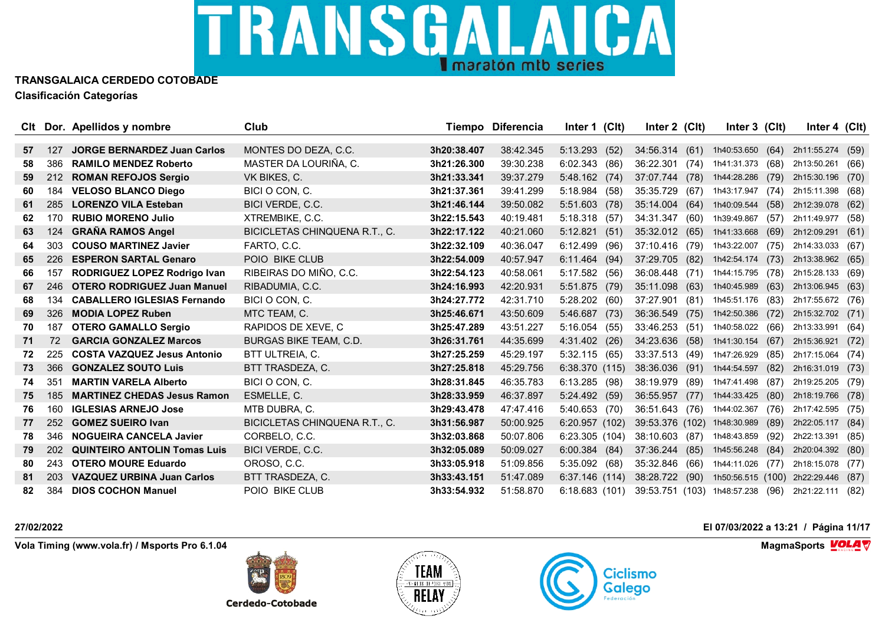# TRANSGALAICA CERDEDO COTOBADE

## Clasificación Categorías

| Clt | Dor. | Apellidos y nombre | Club | Tiempo | Diferencia | Inter 1 | (Clt) | Inter 2 | (Clt) | Inter 3 | (Clt) | Inter 4 | (Clt) |
|---|---|---|---|---|---|---|---|---|---|---|---|---|---|
| 57 | 127 | **JORGE BERNARDEZ Juan Carlos** | MONTES DO DEZA, C.C. | **3h20:38.407** | 38:42.345 | 5:13.293 | (52) | 34:56.314 | (61) | 1h40:53.650 | (64) | 2h11:55.274 | (59) |
| 58 | 386 | **RAMILO MENDEZ Roberto** | MASTER DA LOURIÑA, C. | **3h21:26.300** | 39:30.238 | 6:02.343 | (86) | 36:22.301 | (74) | 1h41:31.373 | (68) | 2h13:50.261 | (66) |
| 59 | 212 | **ROMAN REFOJOS Sergio** | VK BIKES, C. | **3h21:33.341** | 39:37.279 | 5:48.162 | (74) | 37:07.744 | (78) | 1h44:28.286 | (79) | 2h15:30.196 | (70) |
| 60 | 184 | **VELOSO BLANCO Diego** | BICI O CON, C. | **3h21:37.361** | 39:41.299 | 5:18.984 | (58) | 35:35.729 | (67) | 1h43:17.947 | (74) | 2h15:11.398 | (68) |
| 61 | 285 | **LORENZO VILA Esteban** | BICI VERDE, C.C. | **3h21:46.144** | 39:50.082 | 5:51.603 | (78) | 35:14.004 | (64) | 1h40:09.544 | (58) | 2h12:39.078 | (62) |
| 62 | 170 | **RUBIO MORENO Julio** | XTREMBIKE, C.C. | **3h22:15.543** | 40:19.481 | 5:18.318 | (57) | 34:31.347 | (60) | 1h39:49.867 | (57) | 2h11:49.977 | (58) |
| 63 | 124 | **GRAÑA RAMOS Angel** | BICICLETAS CHINQUENA R.T., C. | **3h22:17.122** | 40:21.060 | 5:12.821 | (51) | 35:32.012 | (65) | 1h41:33.668 | (69) | 2h12:09.291 | (61) |
| 64 | 303 | **COUSO MARTINEZ Javier** | FARTO, C.C. | **3h22:32.109** | 40:36.047 | 6:12.499 | (96) | 37:10.416 | (79) | 1h43:22.007 | (75) | 2h14:33.033 | (67) |
| 65 | 226 | **ESPERON SARTAL Genaro** | POIO BIKE CLUB | **3h22:54.009** | 40:57.947 | 6:11.464 | (94) | 37:29.705 | (82) | 1h42:54.174 | (73) | 2h13:38.962 | (65) |
| 66 | 157 | **RODRIGUEZ LOPEZ Rodrigo Ivan** | RIBEIRAS DO MIÑO, C.C. | **3h22:54.123** | 40:58.061 | 5:17.582 | (56) | 36:08.448 | (71) | 1h44:15.795 | (78) | 2h15:28.133 | (69) |
| 67 | 246 | **OTERO RODRIGUEZ Juan Manuel** | RIBADUMIA, C.C. | **3h24:16.993** | 42:20.931 | 5:51.875 | (79) | 35:11.098 | (63) | 1h40:45.989 | (63) | 2h13:06.945 | (63) |
| 68 | 134 | **CABALLERO IGLESIAS Fernando** | BICI O CON, C. | **3h24:27.772** | 42:31.710 | 5:28.202 | (60) | 37:27.901 | (81) | 1h45:51.176 | (83) | 2h17:55.672 | (76) |
| 69 | 326 | **MODIA LOPEZ Ruben** | MTC TEAM, C. | **3h25:46.671** | 43:50.609 | 5:46.687 | (73) | 36:36.549 | (75) | 1h42:50.386 | (72) | 2h15:32.702 | (71) |
| 70 | 187 | **OTERO GAMALLO Sergio** | RAPIDOS DE XEVE, C | **3h25:47.289** | 43:51.227 | 5:16.054 | (55) | 33:46.253 | (51) | 1h40:58.022 | (66) | 2h13:33.991 | (64) |
| 71 | 72 | **GARCIA GONZALEZ Marcos** | BURGAS BIKE TEAM, C.D. | **3h26:31.761** | 44:35.699 | 4:31.402 | (26) | 34:23.636 | (58) | 1h41:30.154 | (67) | 2h15:36.921 | (72) |
| 72 | 225 | **COSTA VAZQUEZ Jesus Antonio** | BTT ULTREIA, C. | **3h27:25.259** | 45:29.197 | 5:32.115 | (65) | 33:37.513 | (49) | 1h47:26.929 | (85) | 2h17:15.064 | (74) |
| 73 | 366 | **GONZALEZ SOUTO Luis** | BTT TRASDEZA, C. | **3h27:25.818** | 45:29.756 | 6:38.370 | (115) | 38:36.036 | (91) | 1h44:54.597 | (82) | 2h16:31.019 | (73) |
| 74 | 351 | **MARTIN VARELA Alberto** | BICI O CON, C. | **3h28:31.845** | 46:35.783 | 6:13.285 | (98) | 38:19.979 | (89) | 1h47:41.498 | (87) | 2h19:25.205 | (79) |
| 75 | 185 | **MARTINEZ CHEDAS Jesus Ramon** | ESMELLE, C. | **3h28:33.959** | 46:37.897 | 5:24.492 | (59) | 36:55.957 | (77) | 1h44:33.425 | (80) | 2h18:19.766 | (78) |
| 76 | 160 | **IGLESIAS ARNEJO Jose** | MTB DUBRA, C. | **3h29:43.478** | 47:47.416 | 5:40.653 | (70) | 36:51.643 | (76) | 1h44:02.367 | (76) | 2h17:42.595 | (75) |
| 77 | 252 | **GOMEZ SUEIRO Ivan** | BICICLETAS CHINQUENA R.T., C. | **3h31:56.987** | 50:00.925 | 6:20.957 | (102) | 39:53.376 | (102) | 1h48:30.989 | (89) | 2h22:05.117 | (84) |
| 78 | 346 | **NOGUEIRA CANCELA Javier** | CORBELO, C.C. | **3h32:03.868** | 50:07.806 | 6:23.305 | (104) | 38:10.603 | (87) | 1h48:43.859 | (92) | 2h22:13.391 | (85) |
| 79 | 202 | **QUINTEIRO ANTOLIN Tomas Luis** | BICI VERDE, C.C. | **3h32:05.089** | 50:09.027 | 6:00.384 | (84) | 37:36.244 | (85) | 1h45:56.248 | (84) | 2h20:04.392 | (80) |
| 80 | 243 | **OTERO MOURE Eduardo** | OROSO, C.C. | **3h33:05.918** | 51:09.856 | 5:35.092 | (68) | 35:32.846 | (66) | 1h44:11.026 | (77) | 2h18:15.078 | (77) |
| 81 | 203 | **VAZQUEZ URBINA Juan Carlos** | BTT TRASDEZA, C. | **3h33:43.151** | 51:47.089 | 6:37.146 | (114) | 38:28.722 | (90) | 1h50:56.515 | (100) | 2h22:29.446 | (87) |
| 82 | 384 | **DIOS COCHON Manuel** | POIO BIKE CLUB | **3h33:54.932** | 51:58.870 | 6:18.683 | (101) | 39:53.751 | (103) | 1h48:57.238 | (96) | 2h21:22.111 | (82) |

27/02/2022

El 07/03/2022 a 13:21

Vola Timing (www.vola.fr) / Msports Pro 6.1.04

MagmaSports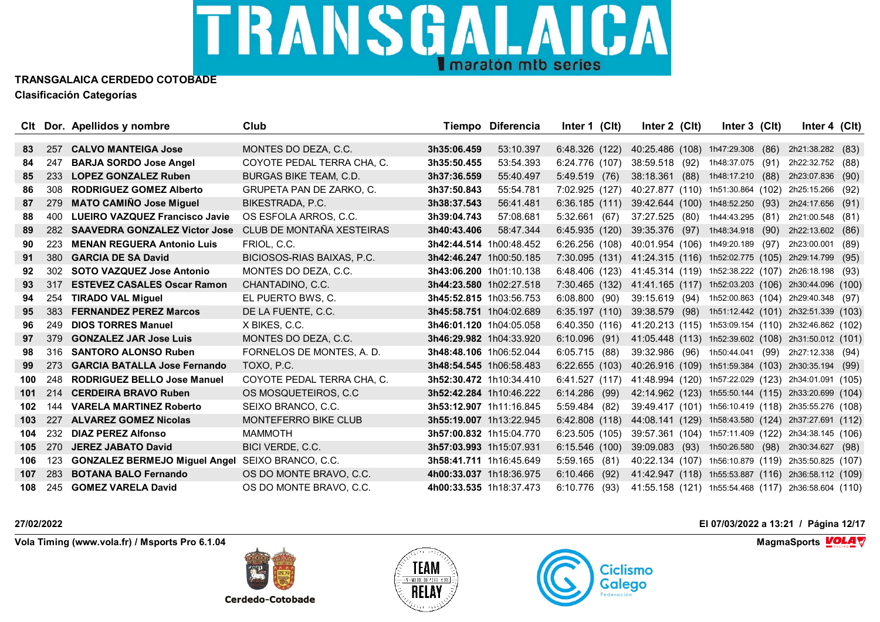# TRANSGALAICA CERDEDO COTOBADE

**Clasificación Categorías**

| Clt | Dor. | Apellidos y nombre | Club | Tiempo | Diferencia | Inter 1 | (Clt) | Inter 2 | (Clt) | Inter 3 | (Clt) | Inter 4 | (Clt) |
|---|---|---|---|---|---|---|---|---|---|---|---|---|---|
| 83 | 257 | **CALVO MANTEIGA Jose** | MONTES DO DEZA, C.C. | **3h35:06.459** | 53:10.397 | 6:48.326 | (122) | 40:25.486 | (108) | 1h47:29.308 | (86) | 2h21:38.282 | (83) |
| 84 | 247 | **BARJA SORDO Jose Angel** | COYOTE PEDAL TERRA CHA, C. | **3h35:50.455** | 53:54.393 | 6:24.776 | (107) | 38:59.518 | (92) | 1h48:37.075 | (91) | 2h22:32.752 | (88) |
| 85 | 233 | **LOPEZ GONZALEZ Ruben** | BURGAS BIKE TEAM, C.D. | **3h37:36.559** | 55:40.497 | 5:49.519 | (76) | 38:18.361 | (88) | 1h48:17.210 | (88) | 2h23:07.836 | (90) |
| 86 | 308 | **RODRIGUEZ GOMEZ Alberto** | GRUPETA PAN DE ZARKO, C. | **3h37:50.843** | 55:54.781 | 7:02.925 | (127) | 40:27.877 | (110) | 1h51:30.864 | (102) | 2h25:15.266 | (92) |
| 87 | 279 | **MATO CAMIÑO Jose Miguel** | BIKESTRADA, P.C. | **3h38:37.543** | 56:41.481 | 6:36.185 | (111) | 39:42.644 | (100) | 1h48:52.250 | (93) | 2h24:17.656 | (91) |
| 88 | 400 | **LUEIRO VAZQUEZ Francisco Javie** | OS ESFOLA ARROS, C.C. | **3h39:04.743** | 57:08.681 | 5:32.661 | (67) | 37:27.525 | (80) | 1h44:43.295 | (81) | 2h21:00.548 | (81) |
| 89 | 282 | **SAAVEDRA GONZALEZ Victor Jose** | CLUB DE MONTAÑA XESTEIRAS | **3h40:43.406** | 58:47.344 | 6:45.935 | (120) | 39:35.376 | (97) | 1h48:34.918 | (90) | 2h22:13.602 | (86) |
| 90 | 223 | **MENAN REGUERA Antonio Luis** | FRIOL, C.C. | **3h42:44.514** | 1h00:48.452 | 6:26.256 | (108) | 40:01.954 | (106) | 1h49:20.189 | (97) | 2h23:00.001 | (89) |
| 91 | 380 | **GARCIA DE SA David** | BICIOSOS-RIAS BAIXAS, P.C. | **3h42:46.247** | 1h00:50.185 | 7:30.095 | (131) | 41:24.315 | (116) | 1h52:02.775 | (105) | 2h29:14.799 | (95) |
| 92 | 302 | **SOTO VAZQUEZ Jose Antonio** | MONTES DO DEZA, C.C. | **3h43:06.200** | 1h01:10.138 | 6:48.406 | (123) | 41:45.314 | (119) | 1h52:38.222 | (107) | 2h26:18.198 | (93) |
| 93 | 317 | **ESTEVEZ CASALES Oscar Ramon** | CHANTADINO, C.C. | **3h44:23.580** | 1h02:27.518 | 7:30.465 | (132) | 41:41.165 | (117) | 1h52:03.203 | (106) | 2h30:44.096 | (100) |
| 94 | 254 | **TIRADO VAL Miguel** | EL PUERTO BWS, C. | **3h45:52.815** | 1h03:56.753 | 6:08.800 | (90) | 39:15.619 | (94) | 1h52:00.863 | (104) | 2h29:40.348 | (97) |
| 95 | 383 | **FERNANDEZ PEREZ Marcos** | DE LA FUENTE, C.C. | **3h45:58.751** | 1h04:02.689 | 6:35.197 | (110) | 39:38.579 | (98) | 1h51:12.442 | (101) | 2h32:51.339 | (103) |
| 96 | 249 | **DIOS TORRES Manuel** | X BIKES, C.C. | **3h46:01.120** | 1h04:05.058 | 6:40.350 | (116) | 41:20.213 | (115) | 1h53:09.154 | (110) | 2h32:46.862 | (102) |
| 97 | 379 | **GONZALEZ JAR Jose Luis** | MONTES DO DEZA, C.C. | **3h46:29.982** | 1h04:33.920 | 6:10.096 | (91) | 41:05.448 | (113) | 1h52:39.602 | (108) | 2h31:50.012 | (101) |
| 98 | 316 | **SANTORO ALONSO Ruben** | FORNELOS DE MONTES, A. D. | **3h48:48.106** | 1h06:52.044 | 6:05.715 | (88) | 39:32.986 | (96) | 1h50:44.041 | (99) | 2h27:12.338 | (94) |
| 99 | 273 | **GARCIA BATALLA Jose Fernando** | TOXO, P.C. | **3h48:54.545** | 1h06:58.483 | 6:22.655 | (103) | 40:26.916 | (109) | 1h51:59.384 | (103) | 2h30:35.194 | (99) |
| 100 | 248 | **RODRIGUEZ BELLO Jose Manuel** | COYOTE PEDAL TERRA CHA, C. | **3h52:30.472** | 1h10:34.410 | 6:41.527 | (117) | 41:48.994 | (120) | 1h57:22.029 | (123) | 2h34:01.091 | (105) |
| 101 | 214 | **CERDEIRA BRAVO Ruben** | OS MOSQUETEIROS, C.C | **3h52:42.284** | 1h10:46.222 | 6:14.286 | (99) | 42:14.962 | (123) | 1h55:50.144 | (115) | 2h33:20.699 | (104) |
| 102 | 144 | **VARELA MARTINEZ Roberto** | SEIXO BRANCO, C.C. | **3h53:12.907** | 1h11:16.845 | 5:59.484 | (82) | 39:49.417 | (101) | 1h56:10.419 | (118) | 2h35:55.276 | (108) |
| 103 | 227 | **ALVAREZ GOMEZ Nicolas** | MONTEFERRO BIKE CLUB | **3h55:19.007** | 1h13:22.945 | 6:42.808 | (118) | 44:08.141 | (129) | 1h58:43.580 | (124) | 2h37:27.691 | (112) |
| 104 | 232 | **DIAZ PEREZ Alfonso** | MAMMOTH | **3h57:00.832** | 1h15:04.770 | 6:23.505 | (105) | 39:57.361 | (104) | 1h57:11.409 | (122) | 2h34:38.145 | (106) |
| 105 | 270 | **JEREZ JABATO David** | BICI VERDE, C.C. | **3h57:03.993** | 1h15:07.931 | 6:15.546 | (100) | 39:09.083 | (93) | 1h50:26.580 | (98) | 2h30:34.627 | (98) |
| 106 | 123 | **GONZALEZ BERMEJO Miguel Angel** | SEIXO BRANCO, C.C. | **3h58:41.711** | 1h16:45.649 | 5:59.165 | (81) | 40:22.134 | (107) | 1h56:10.879 | (119) | 2h35:50.825 | (107) |
| 107 | 283 | **BOTANA BALO Fernando** | OS DO MONTE BRAVO, C.C. | **4h00:33.037** | 1h18:36.975 | 6:10.466 | (92) | 41:42.947 | (118) | 1h55:53.887 | (116) | 2h36:58.112 | (109) |
| 108 | 245 | **GOMEZ VARELA David** | OS DO MONTE BRAVO, C.C. | **4h00:33.535** | 1h18:37.473 | 6:10.776 | (93) | 41:55.158 | (121) | 1h55:54.468 | (117) | 2h36:58.604 | (110) |

**27/02/2022**

**El 07/03/2022 a 13:21**

**Vola Timing (www.vola.fr) / Msports Pro 6.1.04**

**MagmaSports**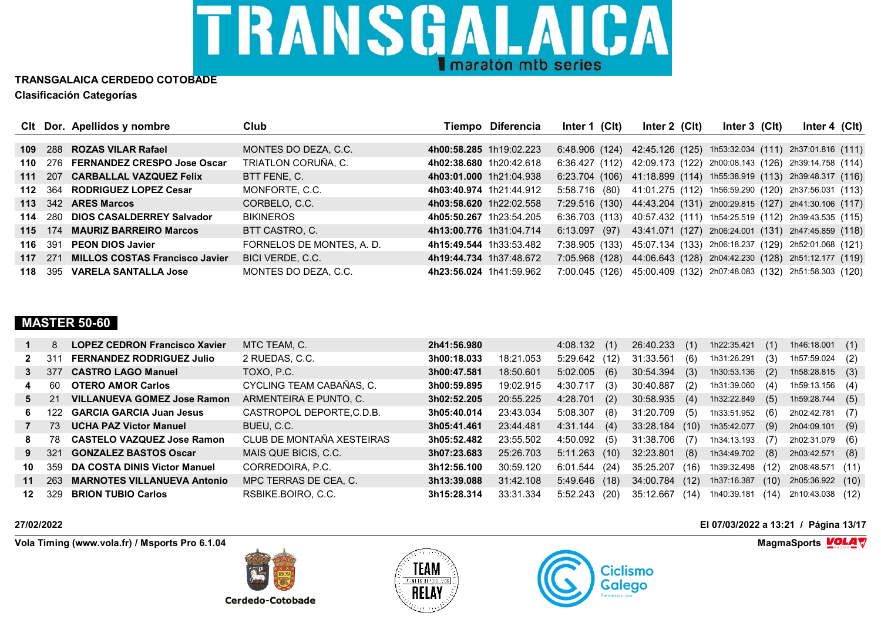**TRANSGALAICA CERDEDO COTOBADE**

**Clasificación Categorías**

| Clt | Dor. | Apellidos y nombre | Club | Tiempo | Diferencia | Inter 1 (Clt) | Inter 2 (Clt) | Inter 3 (Clt) | Inter 4 (Clt) |
|---|---|---|---|---|---|---|---|---|---|
| 109 | 288 | **ROZAS VILAR Rafael** | MONTES DO DEZA, C.C. | **4h00:58.285** | 1h19:02.223 | 6:48.906 (124) | 42:45.126 (125) | 1h53:32.034 (111) | 2h37:01.816 (111) |
| 110 | 276 | **FERNANDEZ CRESPO Jose Oscar** | TRIATLON CORUÑA, C. | **4h02:38.680** | 1h20:42.618 | 6:36.427 (112) | 42:09.173 (122) | 2h00:08.143 (126) | 2h39:14.758 (114) |
| 111 | 207 | **CARBALLAL VAZQUEZ Felix** | BTT FENE, C. | **4h03:01.000** | 1h21:04.938 | 6:23.704 (106) | 41:18.899 (114) | 1h55:38.919 (113) | 2h39:48.317 (116) |
| 112 | 364 | **RODRIGUEZ LOPEZ Cesar** | MONFORTE, C.C. | **4h03:40.974** | 1h21:44.912 | 5:58.716 (80) | 41:01.275 (112) | 1h56:59.290 (120) | 2h37:56.031 (113) |
| 113 | 342 | **ARES Marcos** | CORBELO, C.C. | **4h03:58.620** | 1h22:02.558 | 7:29.516 (130) | 44:43.204 (131) | 2h00:29.815 (127) | 2h41:30.106 (117) |
| 114 | 280 | **DIOS CASALDERREY Salvador** | BIKINEROS | **4h05:50.267** | 1h23:54.205 | 6:36.703 (113) | 40:57.432 (111) | 1h54:25.519 (112) | 2h39:43.535 (115) |
| 115 | 174 | **MAURIZ BARREIRO Marcos** | BTT CASTRO, C. | **4h13:00.776** | 1h31:04.714 | 6:13.097 (97) | 43:41.071 (127) | 2h06:24.001 (131) | 2h47:45.859 (118) |
| 116 | 391 | **PEON DIOS Javier** | FORNELOS DE MONTES, A. D. | **4h15:49.544** | 1h33:53.482 | 7:38.905 (133) | 45:07.134 (133) | 2h06:18.237 (129) | 2h52:01.068 (121) |
| 117 | 271 | **MILLOS COSTAS Francisco Javier** | BICI VERDE, C.C. | **4h19:44.734** | 1h37:48.672 | 7:05.968 (128) | 44:06.643 (128) | 2h04:42.230 (128) | 2h51:12.177 (119) |
| 118 | 395 | **VARELA SANTALLA Jose** | MONTES DO DEZA, C.C. | **4h23:56.024** | 1h41:59.962 | 7:00.045 (126) | 45:00.409 (132) | 2h07:48.083 (132) | 2h51:58.303 (120) |

## MASTER 50-60

| Clt | Dor. | Apellidos y nombre | Club | Tiempo | Diferencia | Inter 1 (Clt) | Inter 2 (Clt) | Inter 3 (Clt) | Inter 4 (Clt) |
|---|---|---|---|---|---|---|---|---|---|
| 1 | 8 | **LOPEZ CEDRON Francisco Xavier** | MTC TEAM, C. | **2h41:56.980** | | 4:08.132 (1) | 26:40.233 (1) | 1h22:35.421 (1) | 1h46:18.001 (1) |
| 2 | 311 | **FERNANDEZ RODRIGUEZ Julio** | 2 RUEDAS, C.C. | **3h00:18.033** | 18:21.053 | 5:29.642 (12) | 31:33.561 (6) | 1h31:26.291 (3) | 1h57:59.024 (2) |
| 3 | 377 | **CASTRO LAGO Manuel** | TOXO, P.C. | **3h00:47.581** | 18:50.601 | 5:02.005 (6) | 30:54.394 (3) | 1h30:53.136 (2) | 1h58:28.815 (3) |
| 4 | 60 | **OTERO AMOR Carlos** | CYCLING TEAM CABAÑAS, C. | **3h00:59.895** | 19:02.915 | 4:30.717 (3) | 30:40.887 (2) | 1h31:39.060 (4) | 1h59:13.156 (4) |
| 5 | 21 | **VILLANUEVA GOMEZ Jose Ramon** | ARMENTEIRA E PUNTO, C. | **3h02:52.205** | 20:55.225 | 4:28.701 (2) | 30:58.935 (4) | 1h32:22.849 (5) | 1h59:28.744 (5) |
| 6 | 122 | **GARCIA GARCIA Juan Jesus** | CASTROPOL DEPORTE,C.D.B. | **3h05:40.014** | 23:43.034 | 5:08.307 (8) | 31:20.709 (5) | 1h33:51.952 (6) | 2h02:42.781 (7) |
| 7 | 73 | **UCHA PAZ Victor Manuel** | BUEU, C.C. | **3h05:41.461** | 23:44.481 | 4:31.144 (4) | 33:28.184 (10) | 1h35:42.077 (9) | 2h04:09.101 (9) |
| 8 | 78 | **CASTELO VAZQUEZ Jose Ramon** | CLUB DE MONTAÑA XESTEIRAS | **3h05:52.482** | 23:55.502 | 4:50.092 (5) | 31:38.706 (7) | 1h34:13.193 (7) | 2h02:31.079 (6) |
| 9 | 321 | **GONZALEZ BASTOS Oscar** | MAIS QUE BICIS, C.C. | **3h07:23.683** | 25:26.703 | 5:11.263 (10) | 32:23.801 (8) | 1h34:49.702 (8) | 2h03:42.571 (8) |
| 10 | 359 | **DA COSTA DINIS Victor Manuel** | CORREDOIRA, P.C. | **3h12:56.100** | 30:59.120 | 6:01.544 (24) | 35:25.207 (16) | 1h39:32.498 (12) | 2h08:48.571 (11) |
| 11 | 263 | **MARNOTES VILLANUEVA Antonio** | MPC TERRAS DE CEA, C. | **3h13:39.088** | 31:42.108 | 5:49.646 (18) | 34:00.784 (12) | 1h37:16.387 (10) | 2h05:36.922 (10) |
| 12 | 329 | **BRION TUBIO Carlos** | RSBIKE.BOIRO, C.C. | **3h15:28.314** | 33:31.334 | 5:52.243 (20) | 35:12.667 (14) | 1h40:39.181 (14) | 2h10:43.038 (12) |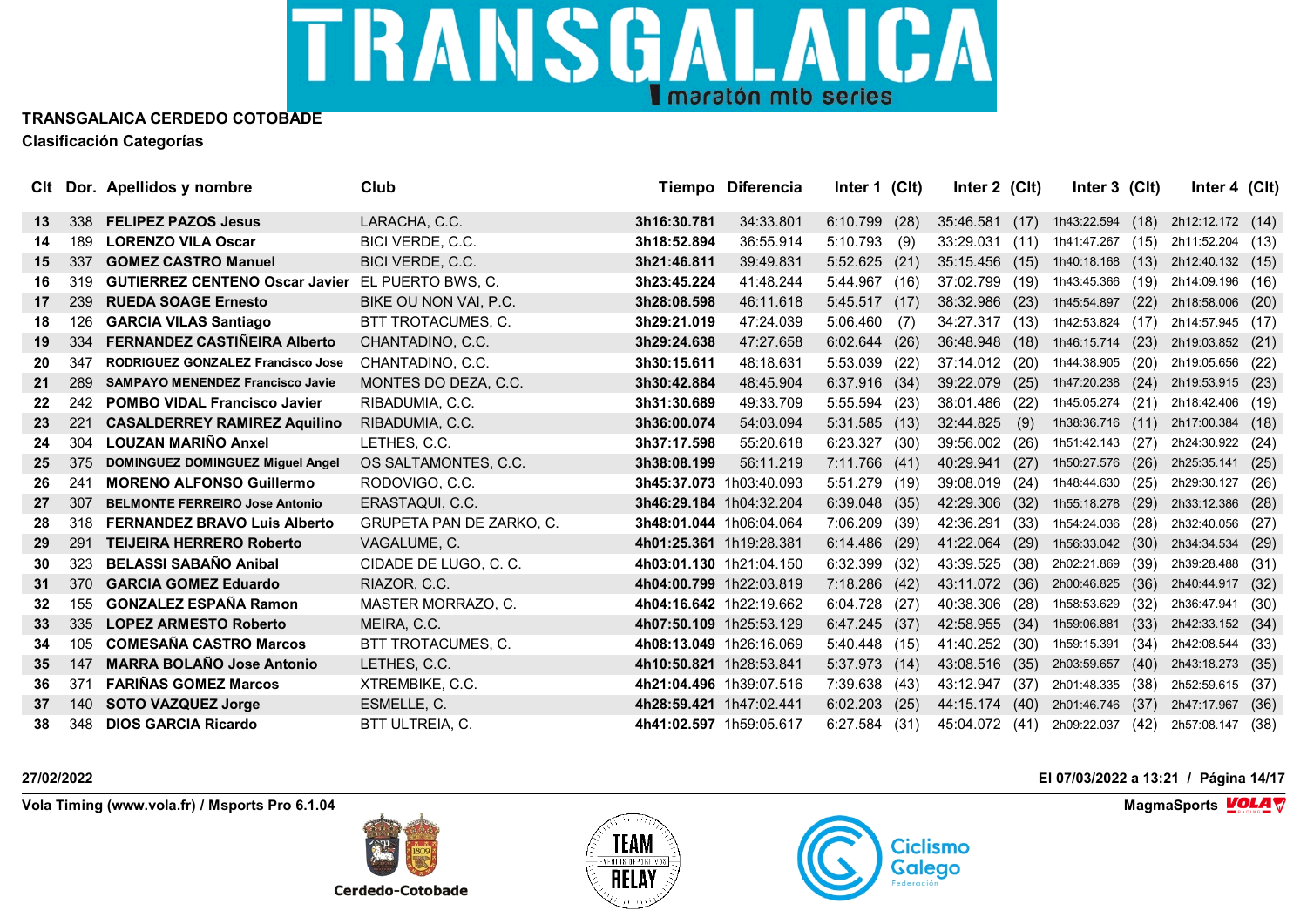**TRANSGALAICA CERDEDO COTOBADE**

**Clasificación Categorías**

| Clt | Dor. | Apellidos y nombre | Club | Tiempo | Diferencia | Inter 1 | (Clt) | Inter 2 | (Clt) | Inter 3 | (Clt) | Inter 4 | (Clt) |
|---|---|---|---|---|---|---|---|---|---|---|---|---|---|
| 13 | 338 | FELIPEZ PAZOS Jesus | LARACHA, C.C. | 3h16:30.781 | 34:33.801 | 6:10.799 | (28) | 35:46.581 | (17) | 1h43:22.594 | (18) | 2h12:12.172 | (14) |
| 14 | 189 | LORENZO VILA Oscar | BICI VERDE, C.C. | 3h18:52.894 | 36:55.914 | 5:10.793 | (9) | 33:29.031 | (11) | 1h41:47.267 | (15) | 2h11:52.204 | (13) |
| 15 | 337 | GOMEZ CASTRO Manuel | BICI VERDE, C.C. | 3h21:46.811 | 39:49.831 | 5:52.625 | (21) | 35:15.456 | (15) | 1h40:18.168 | (13) | 2h12:40.132 | (15) |
| 16 | 319 | GUTIERREZ CENTENO Oscar Javier | EL PUERTO BWS, C. | 3h23:45.224 | 41:48.244 | 5:44.967 | (16) | 37:02.799 | (19) | 1h43:45.366 | (19) | 2h14:09.196 | (16) |
| 17 | 239 | RUEDA SOAGE Ernesto | BIKE OU NON VAI, P.C. | 3h28:08.598 | 46:11.618 | 5:45.517 | (17) | 38:32.986 | (23) | 1h45:54.897 | (22) | 2h18:58.006 | (20) |
| 18 | 126 | GARCIA VILAS Santiago | BTT TROTACUMES, C. | 3h29:21.019 | 47:24.039 | 5:06.460 | (7) | 34:27.317 | (13) | 1h42:53.824 | (17) | 2h14:57.945 | (17) |
| 19 | 334 | FERNANDEZ CASTIÑEIRA Alberto | CHANTADINO, C.C. | 3h29:24.638 | 47:27.658 | 6:02.644 | (26) | 36:48.948 | (18) | 1h46:15.714 | (23) | 2h19:03.852 | (21) |
| 20 | 347 | RODRIGUEZ GONZALEZ Francisco Jose | CHANTADINO, C.C. | 3h30:15.611 | 48:18.631 | 5:53.039 | (22) | 37:14.012 | (20) | 1h44:38.905 | (20) | 2h19:05.656 | (22) |
| 21 | 289 | SAMPAYO MENENDEZ Francisco Javie | MONTES DO DEZA, C.C. | 3h30:42.884 | 48:45.904 | 6:37.916 | (34) | 39:22.079 | (25) | 1h47:20.238 | (24) | 2h19:53.915 | (23) |
| 22 | 242 | POMBO VIDAL Francisco Javier | RIBADUMIA, C.C. | 3h31:30.689 | 49:33.709 | 5:55.594 | (23) | 38:01.486 | (22) | 1h45:05.274 | (21) | 2h18:42.406 | (19) |
| 23 | 221 | CASALDERREY RAMIREZ Aquilino | RIBADUMIA, C.C. | 3h36:00.074 | 54:03.094 | 5:31.585 | (13) | 32:44.825 | (9) | 1h38:36.716 | (11) | 2h17:00.384 | (18) |
| 24 | 304 | LOUZAN MARIÑO Anxel | LETHES, C.C. | 3h37:17.598 | 55:20.618 | 6:23.327 | (30) | 39:56.002 | (26) | 1h51:42.143 | (27) | 2h24:30.922 | (24) |
| 25 | 375 | DOMINGUEZ DOMINGUEZ Miguel Angel | OS SALTAMONTES, C.C. | 3h38:08.199 | 56:11.219 | 7:11.766 | (41) | 40:29.941 | (27) | 1h50:27.576 | (26) | 2h25:35.141 | (25) |
| 26 | 241 | MORENO ALFONSO Guillermo | RODOVIGO, C.C. | 3h45:37.073 | 1h03:40.093 | 5:51.279 | (19) | 39:08.019 | (24) | 1h48:44.630 | (25) | 2h29:30.127 | (26) |
| 27 | 307 | BELMONTE FERREIRO Jose Antonio | ERASTAQUI, C.C. | 3h46:29.184 | 1h04:32.204 | 6:39.048 | (35) | 42:29.306 | (32) | 1h55:18.278 | (29) | 2h33:12.386 | (28) |
| 28 | 318 | FERNANDEZ BRAVO Luis Alberto | GRUPETA PAN DE ZARKO, C. | 3h48:01.044 | 1h06:04.064 | 7:06.209 | (39) | 42:36.291 | (33) | 1h54:24.036 | (28) | 2h32:40.056 | (27) |
| 29 | 291 | TEIJEIRA HERRERO Roberto | VAGALUME, C. | 4h01:25.361 | 1h19:28.381 | 6:14.486 | (29) | 41:22.064 | (29) | 1h56:33.042 | (30) | 2h34:34.534 | (29) |
| 30 | 323 | BELASSI SABAÑO Anibal | CIDADE DE LUGO, C. C. | 4h03:01.130 | 1h21:04.150 | 6:32.399 | (32) | 43:39.525 | (38) | 2h02:21.869 | (39) | 2h39:28.488 | (31) |
| 31 | 370 | GARCIA GOMEZ Eduardo | RIAZOR, C.C. | 4h04:00.799 | 1h22:03.819 | 7:18.286 | (42) | 43:11.072 | (36) | 2h00:46.825 | (36) | 2h40:44.917 | (32) |
| 32 | 155 | GONZALEZ ESPAÑA Ramon | MASTER MORRAZO, C. | 4h04:16.642 | 1h22:19.662 | 6:04.728 | (27) | 40:38.306 | (28) | 1h58:53.629 | (32) | 2h36:47.941 | (30) |
| 33 | 335 | LOPEZ ARMESTO Roberto | MEIRA, C.C. | 4h07:50.109 | 1h25:53.129 | 6:47.245 | (37) | 42:58.955 | (34) | 1h59:06.881 | (33) | 2h42:33.152 | (34) |
| 34 | 105 | COMESAÑA CASTRO Marcos | BTT TROTACUMES, C. | 4h08:13.049 | 1h26:16.069 | 5:40.448 | (15) | 41:40.252 | (30) | 1h59:15.391 | (34) | 2h42:08.544 | (33) |
| 35 | 147 | MARRA BOLAÑO Jose Antonio | LETHES, C.C. | 4h10:50.821 | 1h28:53.841 | 5:37.973 | (14) | 43:08.516 | (35) | 2h03:59.657 | (40) | 2h43:18.273 | (35) |
| 36 | 371 | FARIÑAS GOMEZ Marcos | XTREMBIKE, C.C. | 4h21:04.496 | 1h39:07.516 | 7:39.638 | (43) | 43:12.947 | (37) | 2h01:48.335 | (38) | 2h52:59.615 | (37) |
| 37 | 140 | SOTO VAZQUEZ Jorge | ESMELLE, C. | 4h28:59.421 | 1h47:02.441 | 6:02.203 | (25) | 44:15.174 | (40) | 2h01:46.746 | (37) | 2h47:17.967 | (36) |
| 38 | 348 | DIOS GARCIA Ricardo | BTT ULTREIA, C. | 4h41:02.597 | 1h59:05.617 | 6:27.584 | (31) | 45:04.072 | (41) | 2h09:22.037 | (42) | 2h57:08.147 | (38) |

27/02/2022

El 07/03/2022 a 13:21

Vola Timing (www.vola.fr) / Msports Pro 6.1.04

MagmaSports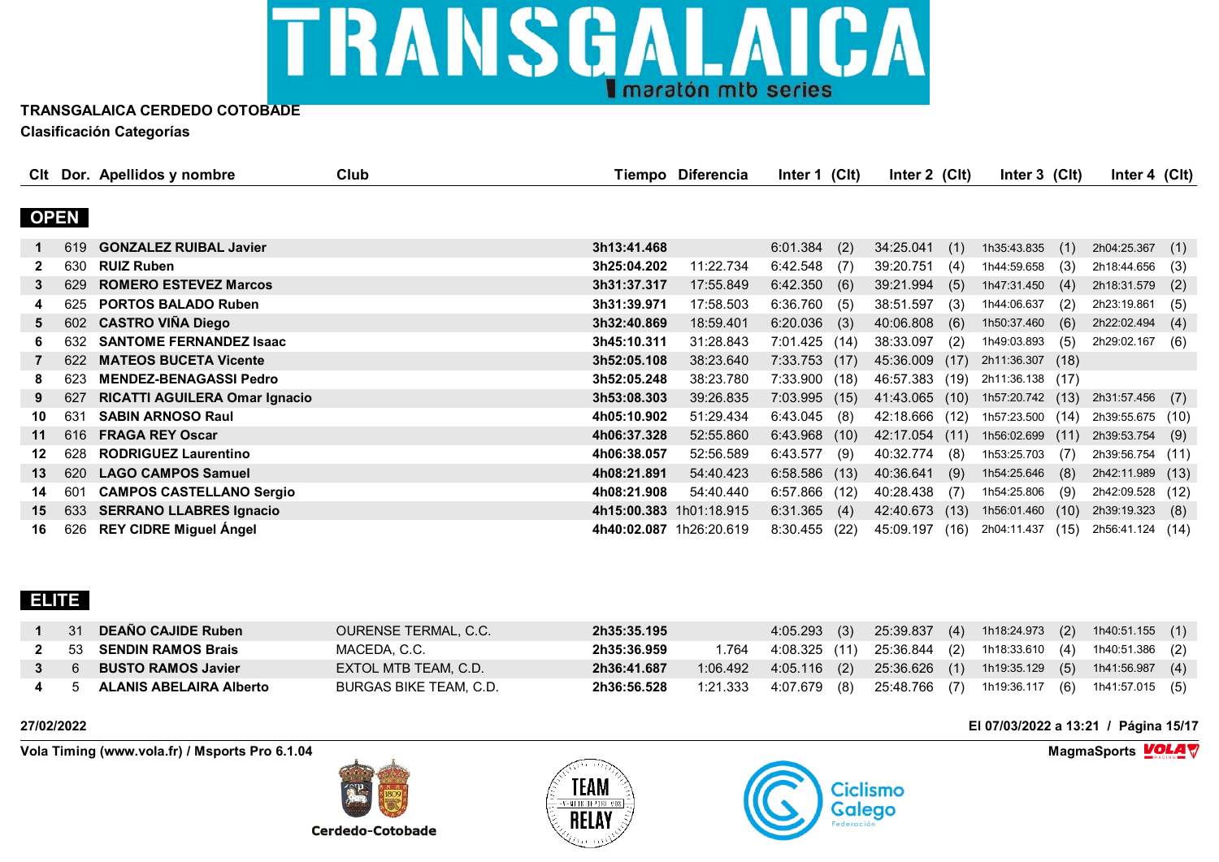# TRANSGALAICA CERDEDO COTOBADE

## Clasificación Categorías

### OPEN

| Clt | Dor. | Apellidos y nombre | Club | Tiempo | Diferencia | Inter 1 | (Clt) | Inter 2 | (Clt) | Inter 3 | (Clt) | Inter 4 | (Clt) |
|---|---|---|---|---|---|---|---|---|---|---|---|---|---|
| 1 | 619 | **GONZALEZ RUIBAL Javier** | | **3h13:41.468** | | 6:01.384 | (2) | 34:25.041 | (1) | 1h35:43.835 | (1) | 2h04:25.367 | (1) |
| 2 | 630 | **RUIZ Ruben** | | **3h25:04.202** | 11:22.734 | 6:42.548 | (7) | 39:20.751 | (4) | 1h44:59.658 | (3) | 2h18:44.656 | (3) |
| 3 | 629 | **ROMERO ESTEVEZ Marcos** | | **3h31:37.317** | 17:55.849 | 6:42.350 | (6) | 39:21.994 | (5) | 1h47:31.450 | (4) | 2h18:31.579 | (2) |
| 4 | 625 | **PORTOS BALADO Ruben** | | **3h31:39.971** | 17:58.503 | 6:36.760 | (5) | 38:51.597 | (3) | 1h44:06.637 | (2) | 2h23:19.861 | (5) |
| 5 | 602 | **CASTRO VIÑA Diego** | | **3h32:40.869** | 18:59.401 | 6:20.036 | (3) | 40:06.808 | (6) | 1h50:37.460 | (6) | 2h22:02.494 | (4) |
| 6 | 632 | **SANTOME FERNANDEZ Isaac** | | **3h45:10.311** | 31:28.843 | 7:01.425 | (14) | 38:33.097 | (2) | 1h49:03.893 | (5) | 2h29:02.167 | (6) |
| 7 | 622 | **MATEOS BUCETA Vicente** | | **3h52:05.108** | 38:23.640 | 7:33.753 | (17) | 45:36.009 | (17) | 2h11:36.307 | (18) | | |
| 8 | 623 | **MENDEZ-BENAGASSI Pedro** | | **3h52:05.248** | 38:23.780 | 7:33.900 | (18) | 46:57.383 | (19) | 2h11:36.138 | (17) | | |
| 9 | 627 | **RICATTI AGUILERA Omar Ignacio** | | **3h53:08.303** | 39:26.835 | 7:03.995 | (15) | 41:43.065 | (10) | 1h57:20.742 | (13) | 2h31:57.456 | (7) |
| 10 | 631 | **SABIN ARNOSO Raul** | | **4h05:10.902** | 51:29.434 | 6:43.045 | (8) | 42:18.666 | (12) | 1h57:23.500 | (14) | 2h39:55.675 | (10) |
| 11 | 616 | **FRAGA REY Oscar** | | **4h06:37.328** | 52:55.860 | 6:43.968 | (10) | 42:17.054 | (11) | 1h56:02.699 | (11) | 2h39:53.754 | (9) |
| 12 | 628 | **RODRIGUEZ Laurentino** | | **4h06:38.057** | 52:56.589 | 6:43.577 | (9) | 40:32.774 | (8) | 1h53:25.703 | (7) | 2h39:56.754 | (11) |
| 13 | 620 | **LAGO CAMPOS Samuel** | | **4h08:21.891** | 54:40.423 | 6:58.586 | (13) | 40:36.641 | (9) | 1h54:25.646 | (8) | 2h42:11.989 | (13) |
| 14 | 601 | **CAMPOS CASTELLANO Sergio** | | **4h08:21.908** | 54:40.440 | 6:57.866 | (12) | 40:28.438 | (7) | 1h54:25.806 | (9) | 2h42:09.528 | (12) |
| 15 | 633 | **SERRANO LLABRES Ignacio** | | **4h15:00.383** | 1h01:18.915 | 6:31.365 | (4) | 42:40.673 | (13) | 1h56:01.460 | (10) | 2h39:19.323 | (8) |
| 16 | 626 | **REY CIDRE Miguel Ángel** | | **4h40:02.087** | 1h26:20.619 | 8:30.455 | (22) | 45:09.197 | (16) | 2h04:11.437 | (15) | 2h56:41.124 | (14) |

### ELITE

| Clt | Dor. | Apellidos y nombre | Club | Tiempo | Diferencia | Inter 1 | (Clt) | Inter 2 | (Clt) | Inter 3 | (Clt) | Inter 4 | (Clt) |
|---|---|---|---|---|---|---|---|---|---|---|---|---|---|
| 1 | 31 | **DEAÑO CAJIDE Ruben** | OURENSE TERMAL, C.C. | **2h35:35.195** | | 4:05.293 | (3) | 25:39.837 | (4) | 1h18:24.973 | (2) | 1h40:51.155 | (1) |
| 2 | 53 | **SENDIN RAMOS Brais** | MACEDA, C.C. | **2h35:36.959** | 1.764 | 4:08.325 | (11) | 25:36.844 | (2) | 1h18:33.610 | (4) | 1h40:51.386 | (2) |
| 3 | 6 | **BUSTO RAMOS Javier** | EXTOL MTB TEAM, C.D. | **2h36:41.687** | 1:06.492 | 4:05.116 | (2) | 25:36.626 | (1) | 1h19:35.129 | (5) | 1h41:56.987 | (4) |
| 4 | 5 | **ALANIS ABELAIRA Alberto** | BURGAS BIKE TEAM, C.D. | **2h36:56.528** | 1:21.333 | 4:07.679 | (8) | 25:48.766 | (7) | 1h19:36.117 | (6) | 1h41:57.015 | (5) |

27/02/2022 — El 07/03/2022 a 13:21

Vola Timing (www.vola.fr) / Msports Pro 6.1.04 — MagmaSports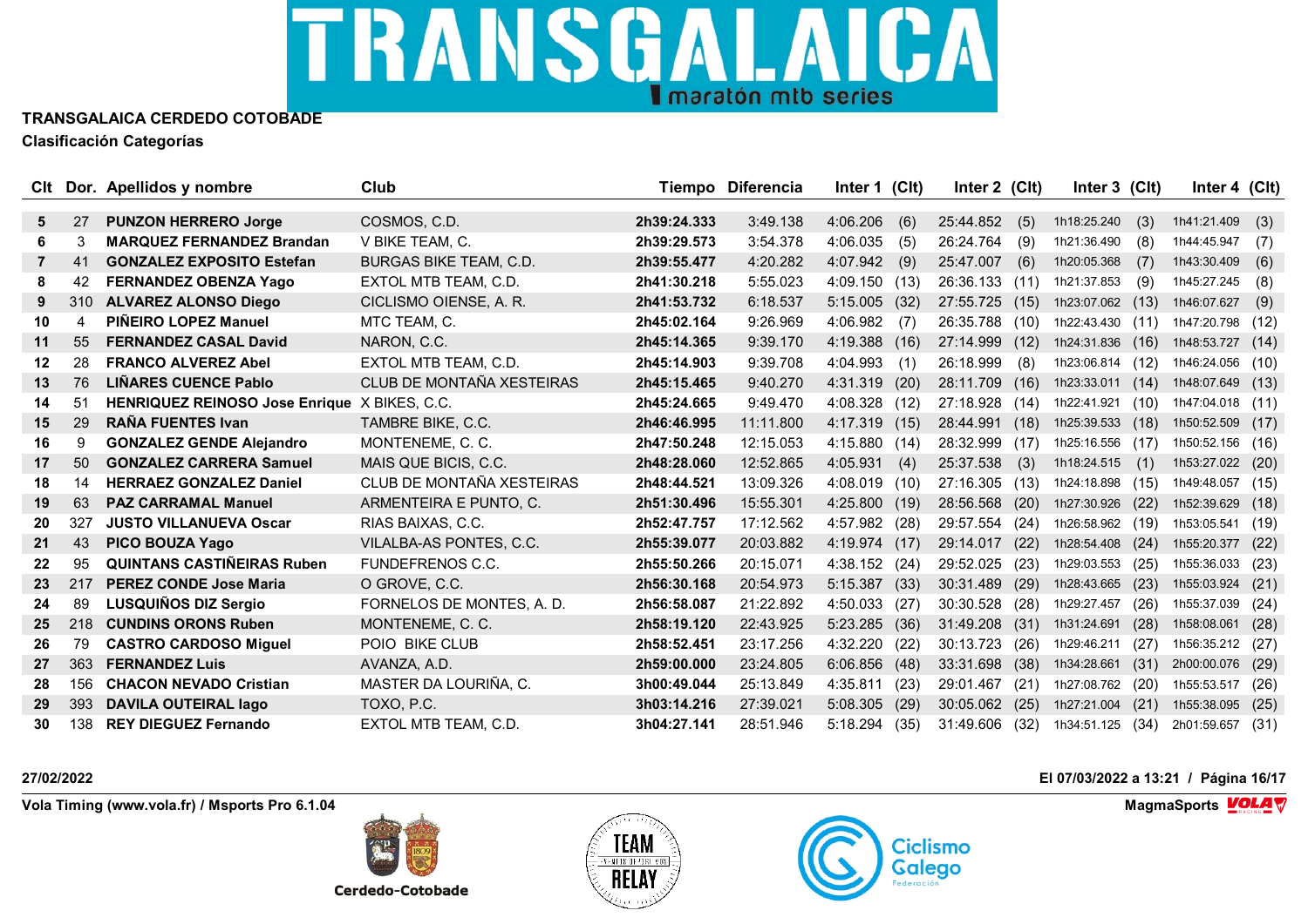# TRANSGALAICA CERDEDO COTOBADE

**Clasificación Categorías**

| Clt | Dor. | Apellidos y nombre | Club | Tiempo | Diferencia | Inter 1 | (Clt) | Inter 2 | (Clt) | Inter 3 | (Clt) | Inter 4 | (Clt) |
|---|---|---|---|---|---|---|---|---|---|---|---|---|---|
| 5 | 27 | **PUNZON HERRERO Jorge** | COSMOS, C.D. | **2h39:24.333** | 3:49.138 | 4:06.206 | (6) | 25:44.852 | (5) | 1h18:25.240 | (3) | 1h41:21.409 | (3) |
| 6 | 3 | **MARQUEZ FERNANDEZ Brandan** | V BIKE TEAM, C. | **2h39:29.573** | 3:54.378 | 4:06.035 | (5) | 26:24.764 | (9) | 1h21:36.490 | (8) | 1h44:45.947 | (7) |
| 7 | 41 | **GONZALEZ EXPOSITO Estefan** | BURGAS BIKE TEAM, C.D. | **2h39:55.477** | 4:20.282 | 4:07.942 | (9) | 25:47.007 | (6) | 1h20:05.368 | (7) | 1h43:30.409 | (6) |
| 8 | 42 | **FERNANDEZ OBENZA Yago** | EXTOL MTB TEAM, C.D. | **2h41:30.218** | 5:55.023 | 4:09.150 | (13) | 26:36.133 | (11) | 1h21:37.853 | (9) | 1h45:27.245 | (8) |
| 9 | 310 | **ALVAREZ ALONSO Diego** | CICLISMO OIENSE, A. R. | **2h41:53.732** | 6:18.537 | 5:15.005 | (32) | 27:55.725 | (15) | 1h23:07.062 | (13) | 1h46:07.627 | (9) |
| 10 | 4 | **PIÑEIRO LOPEZ Manuel** | MTC TEAM, C. | **2h45:02.164** | 9:26.969 | 4:06.982 | (7) | 26:35.788 | (10) | 1h22:43.430 | (11) | 1h47:20.798 | (12) |
| 11 | 55 | **FERNANDEZ CASAL David** | NARON, C.C. | **2h45:14.365** | 9:39.170 | 4:19.388 | (16) | 27:14.999 | (12) | 1h24:31.836 | (16) | 1h48:53.727 | (14) |
| 12 | 28 | **FRANCO ALVEREZ Abel** | EXTOL MTB TEAM, C.D. | **2h45:14.903** | 9:39.708 | 4:04.993 | (1) | 26:18.999 | (8) | 1h23:06.814 | (12) | 1h46:24.056 | (10) |
| 13 | 76 | **LIÑARES CUENCE Pablo** | CLUB DE MONTAÑA XESTEIRAS | **2h45:15.465** | 9:40.270 | 4:31.319 | (20) | 28:11.709 | (16) | 1h23:33.011 | (14) | 1h48:07.649 | (13) |
| 14 | 51 | **HENRIQUEZ REINOSO Jose Enrique** | X BIKES, C.C. | **2h45:24.665** | 9:49.470 | 4:08.328 | (12) | 27:18.928 | (14) | 1h22:41.921 | (10) | 1h47:04.018 | (11) |
| 15 | 29 | **RAÑA FUENTES Ivan** | TAMBRE BIKE, C.C. | **2h46:46.995** | 11:11.800 | 4:17.319 | (15) | 28:44.991 | (18) | 1h25:39.533 | (18) | 1h50:52.509 | (17) |
| 16 | 9 | **GONZALEZ GENDE Alejandro** | MONTENEME, C. C. | **2h47:50.248** | 12:15.053 | 4:15.880 | (14) | 28:32.999 | (17) | 1h25:16.556 | (17) | 1h50:52.156 | (16) |
| 17 | 50 | **GONZALEZ CARRERA Samuel** | MAIS QUE BICIS, C.C. | **2h48:28.060** | 12:52.865 | 4:05.931 | (4) | 25:37.538 | (3) | 1h18:24.515 | (1) | 1h53:27.022 | (20) |
| 18 | 14 | **HERRAEZ GONZALEZ Daniel** | CLUB DE MONTAÑA XESTEIRAS | **2h48:44.521** | 13:09.326 | 4:08.019 | (10) | 27:16.305 | (13) | 1h24:18.898 | (15) | 1h49:48.057 | (15) |
| 19 | 63 | **PAZ CARRAMAL Manuel** | ARMENTEIRA E PUNTO, C. | **2h51:30.496** | 15:55.301 | 4:25.800 | (19) | 28:56.568 | (20) | 1h27:30.926 | (22) | 1h52:39.629 | (18) |
| 20 | 327 | **JUSTO VILLANUEVA Oscar** | RIAS BAIXAS, C.C. | **2h52:47.757** | 17:12.562 | 4:57.982 | (28) | 29:57.554 | (24) | 1h26:58.962 | (19) | 1h53:05.541 | (19) |
| 21 | 43 | **PICO BOUZA Yago** | VILALBA-AS PONTES, C.C. | **2h55:39.077** | 20:03.882 | 4:19.974 | (17) | 29:14.017 | (22) | 1h28:54.408 | (24) | 1h55:20.377 | (22) |
| 22 | 95 | **QUINTANS CASTIÑEIRAS Ruben** | FUNDEFRENOS C.C. | **2h55:50.266** | 20:15.071 | 4:38.152 | (24) | 29:52.025 | (23) | 1h29:03.553 | (25) | 1h55:36.033 | (23) |
| 23 | 217 | **PEREZ CONDE Jose Maria** | O GROVE, C.C. | **2h56:30.168** | 20:54.973 | 5:15.387 | (33) | 30:31.489 | (29) | 1h28:43.665 | (23) | 1h55:03.924 | (21) |
| 24 | 89 | **LUSQUIÑOS DIZ Sergio** | FORNELOS DE MONTES, A. D. | **2h56:58.087** | 21:22.892 | 4:50.033 | (27) | 30:30.528 | (28) | 1h29:27.457 | (26) | 1h55:37.039 | (24) |
| 25 | 218 | **CUNDINS ORONS Ruben** | MONTENEME, C. C. | **2h58:19.120** | 22:43.925 | 5:23.285 | (36) | 31:49.208 | (31) | 1h31:24.691 | (28) | 1h58:08.061 | (28) |
| 26 | 79 | **CASTRO CARDOSO Miguel** | POIO BIKE CLUB | **2h58:52.451** | 23:17.256 | 4:32.220 | (22) | 30:13.723 | (26) | 1h29:46.211 | (27) | 1h56:35.212 | (27) |
| 27 | 363 | **FERNANDEZ Luis** | AVANZA, A.D. | **2h59:00.000** | 23:24.805 | 6:06.856 | (48) | 33:31.698 | (38) | 1h34:28.661 | (31) | 2h00:00.076 | (29) |
| 28 | 156 | **CHACON NEVADO Cristian** | MASTER DA LOURIÑA, C. | **3h00:49.044** | 25:13.849 | 4:35.811 | (23) | 29:01.467 | (21) | 1h27:08.762 | (20) | 1h55:53.517 | (26) |
| 29 | 393 | **DAVILA OUTEIRAL Iago** | TOXO, P.C. | **3h03:14.216** | 27:39.021 | 5:08.305 | (29) | 30:05.062 | (25) | 1h27:21.004 | (21) | 1h55:38.095 | (25) |
| 30 | 138 | **REY DIEGUEZ Fernando** | EXTOL MTB TEAM, C.D. | **3h04:27.141** | 28:51.946 | 5:18.294 | (35) | 31:49.606 | (32) | 1h34:51.125 | (34) | 2h01:59.657 | (31) |

**27/02/2022**

**El 07/03/2022 a 13:21**

**Vola Timing (www.vola.fr) / Msports Pro 6.1.04**

**MagmaSports**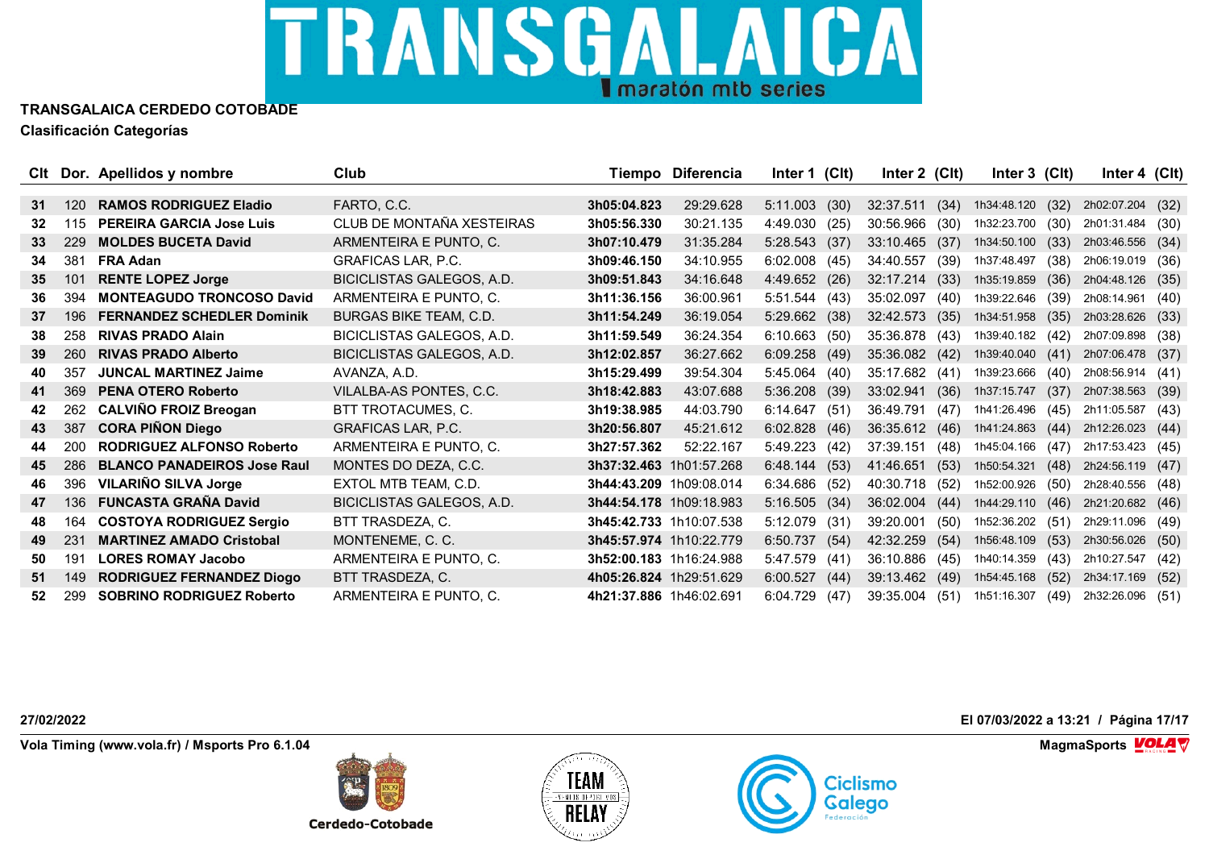**TRANSGALAICA CERDEDO COTOBADE**

**Clasificación Categorías**

| Clt | Dor. | Apellidos y nombre | Club | Tiempo | Diferencia | Inter 1 | (Clt) | Inter 2 | (Clt) | Inter 3 | (Clt) | Inter 4 | (Clt) |
|---|---|---|---|---|---|---|---|---|---|---|---|---|---|
| 31 | 120 | RAMOS RODRIGUEZ Eladio | FARTO, C.C. | 3h05:04.823 | 29:29.628 | 5:11.003 | (30) | 32:37.511 | (34) | 1h34:48.120 | (32) | 2h02:07.204 | (32) |
| 32 | 115 | PEREIRA GARCIA Jose Luis | CLUB DE MONTAÑA XESTEIRAS | 3h05:56.330 | 30:21.135 | 4:49.030 | (25) | 30:56.966 | (30) | 1h32:23.700 | (30) | 2h01:31.484 | (30) |
| 33 | 229 | MOLDES BUCETA David | ARMENTEIRA E PUNTO, C. | 3h07:10.479 | 31:35.284 | 5:28.543 | (37) | 33:10.465 | (37) | 1h34:50.100 | (33) | 2h03:46.556 | (34) |
| 34 | 381 | FRA Adan | GRAFICAS LAR, P.C. | 3h09:46.150 | 34:10.955 | 6:02.008 | (45) | 34:40.557 | (39) | 1h37:48.497 | (38) | 2h06:19.019 | (36) |
| 35 | 101 | RENTE LOPEZ Jorge | BICICLISTAS GALEGOS, A.D. | 3h09:51.843 | 34:16.648 | 4:49.652 | (26) | 32:17.214 | (33) | 1h35:19.859 | (36) | 2h04:48.126 | (35) |
| 36 | 394 | MONTEAGUDO TRONCOSO David | ARMENTEIRA E PUNTO, C. | 3h11:36.156 | 36:00.961 | 5:51.544 | (43) | 35:02.097 | (40) | 1h39:22.646 | (39) | 2h08:14.961 | (40) |
| 37 | 196 | FERNANDEZ SCHEDLER Dominik | BURGAS BIKE TEAM, C.D. | 3h11:54.249 | 36:19.054 | 5:29.662 | (38) | 32:42.573 | (35) | 1h34:51.958 | (35) | 2h03:28.626 | (33) |
| 38 | 258 | RIVAS PRADO Alain | BICICLISTAS GALEGOS, A.D. | 3h11:59.549 | 36:24.354 | 6:10.663 | (50) | 35:36.878 | (43) | 1h39:40.182 | (42) | 2h07:09.898 | (38) |
| 39 | 260 | RIVAS PRADO Alberto | BICICLISTAS GALEGOS, A.D. | 3h12:02.857 | 36:27.662 | 6:09.258 | (49) | 35:36.082 | (42) | 1h39:40.040 | (41) | 2h07:06.478 | (37) |
| 40 | 357 | JUNCAL MARTINEZ Jaime | AVANZA, A.D. | 3h15:29.499 | 39:54.304 | 5:45.064 | (40) | 35:17.682 | (41) | 1h39:23.666 | (40) | 2h08:56.914 | (41) |
| 41 | 369 | PENA OTERO Roberto | VILALBA-AS PONTES, C.C. | 3h18:42.883 | 43:07.688 | 5:36.208 | (39) | 33:02.941 | (36) | 1h37:15.747 | (37) | 2h07:38.563 | (39) |
| 42 | 262 | CALVIÑO FROIZ Breogan | BTT TROTACUMES, C. | 3h19:38.985 | 44:03.790 | 6:14.647 | (51) | 36:49.791 | (47) | 1h41:26.496 | (45) | 2h11:05.587 | (43) |
| 43 | 387 | CORA PIÑON Diego | GRAFICAS LAR, P.C. | 3h20:56.807 | 45:21.612 | 6:02.828 | (46) | 36:35.612 | (46) | 1h41:24.863 | (44) | 2h12:26.023 | (44) |
| 44 | 200 | RODRIGUEZ ALFONSO Roberto | ARMENTEIRA E PUNTO, C. | 3h27:57.362 | 52:22.167 | 5:49.223 | (42) | 37:39.151 | (48) | 1h45:04.166 | (47) | 2h17:53.423 | (45) |
| 45 | 286 | BLANCO PANADEIROS Jose Raul | MONTES DO DEZA, C.C. | 3h37:32.463 | 1h01:57.268 | 6:48.144 | (53) | 41:46.651 | (53) | 1h50:54.321 | (48) | 2h24:56.119 | (47) |
| 46 | 396 | VILARIÑO SILVA Jorge | EXTOL MTB TEAM, C.D. | 3h44:43.209 | 1h09:08.014 | 6:34.686 | (52) | 40:30.718 | (52) | 1h52:00.926 | (50) | 2h28:40.556 | (48) |
| 47 | 136 | FUNCASTA GRAÑA David | BICICLISTAS GALEGOS, A.D. | 3h44:54.178 | 1h09:18.983 | 5:16.505 | (34) | 36:02.004 | (44) | 1h44:29.110 | (46) | 2h21:20.682 | (46) |
| 48 | 164 | COSTOYA RODRIGUEZ Sergio | BTT TRASDEZA, C. | 3h45:42.733 | 1h10:07.538 | 5:12.079 | (31) | 39:20.001 | (50) | 1h52:36.202 | (51) | 2h29:11.096 | (49) |
| 49 | 231 | MARTINEZ AMADO Cristobal | MONTENEME, C. C. | 3h45:57.974 | 1h10:22.779 | 6:50.737 | (54) | 42:32.259 | (54) | 1h56:48.109 | (53) | 2h30:56.026 | (50) |
| 50 | 191 | LORES ROMAY Jacobo | ARMENTEIRA E PUNTO, C. | 3h52:00.183 | 1h16:24.988 | 5:47.579 | (41) | 36:10.886 | (45) | 1h40:14.359 | (43) | 2h10:27.547 | (42) |
| 51 | 149 | RODRIGUEZ FERNANDEZ Diogo | BTT TRASDEZA, C. | 4h05:26.824 | 1h29:51.629 | 6:00.527 | (44) | 39:13.462 | (49) | 1h54:45.168 | (52) | 2h34:17.169 | (52) |
| 52 | 299 | SOBRINO RODRIGUEZ Roberto | ARMENTEIRA E PUNTO, C. | 4h21:37.886 | 1h46:02.691 | 6:04.729 | (47) | 39:35.004 | (51) | 1h51:16.307 | (49) | 2h32:26.096 | (51) |

27/02/2022

El 07/03/2022 a 13:21

Vola Timing (www.vola.fr) / Msports Pro 6.1.04

MagmaSports